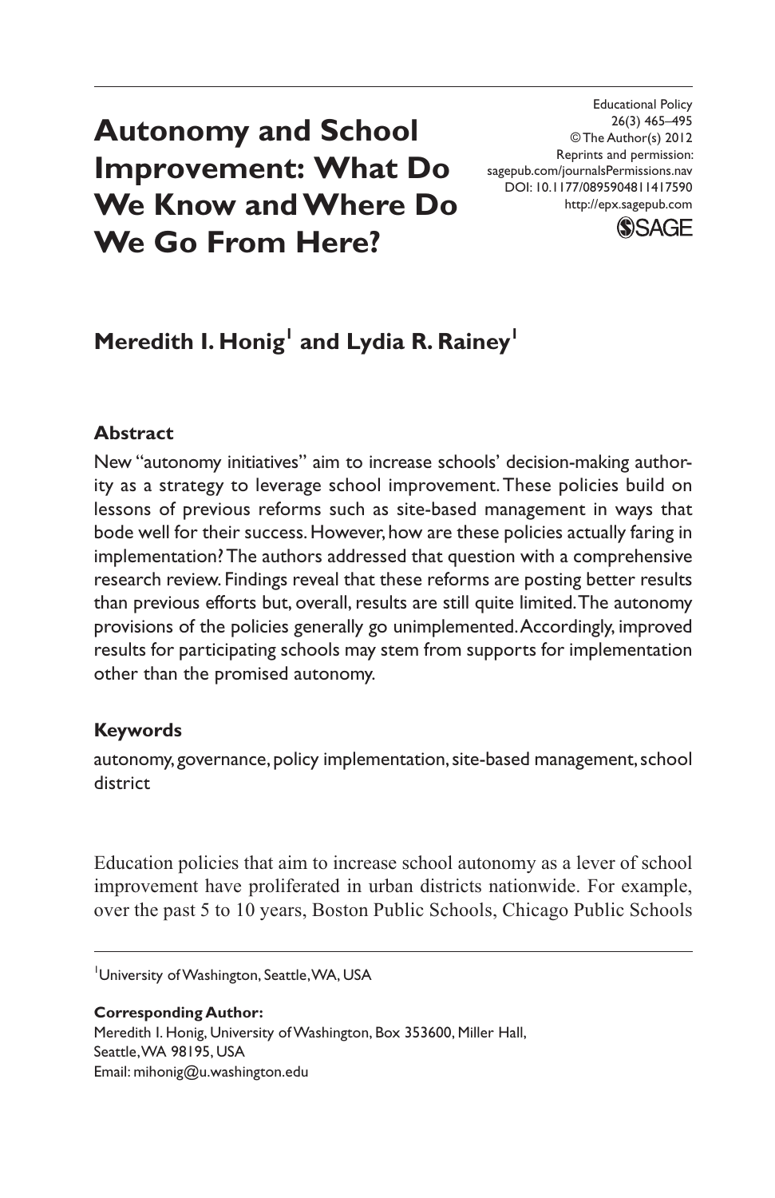Educational Policy
26(3) 465–495
© The Author(s) 2012
Reprints and permission:
sagepub.com/journalsPermissions.nav
DOI: 10.1177/0895904811417590
http://epx.sagepub.com

# Autonomy and School Improvement: What Do We Know and Where Do We Go From Here?

**Meredith I. Honig[1] and Lydia R. Rainey[1]**

## Abstract

New "autonomy initiatives" aim to increase schools' decision-making authority as a strategy to leverage school improvement. These policies build on lessons of previous reforms such as site-based management in ways that bode well for their success. However, how are these policies actually faring in implementation? The authors addressed that question with a comprehensive research review. Findings reveal that these reforms are posting better results than previous efforts but, overall, results are still quite limited. The autonomy provisions of the policies generally go unimplemented. Accordingly, improved results for participating schools may stem from supports for implementation other than the promised autonomy.

## Keywords

autonomy, governance, policy implementation, site-based management, school district

Education policies that aim to increase school autonomy as a lever of school improvement have proliferated in urban districts nationwide. For example, over the past 5 to 10 years, Boston Public Schools, Chicago Public Schools

---

[1]University of Washington, Seattle, WA, USA

**Corresponding Author:**
Meredith I. Honig, University of Washington, Box 353600, Miller Hall, Seattle, WA 98195, USA
Email: mihonig@u.washington.edu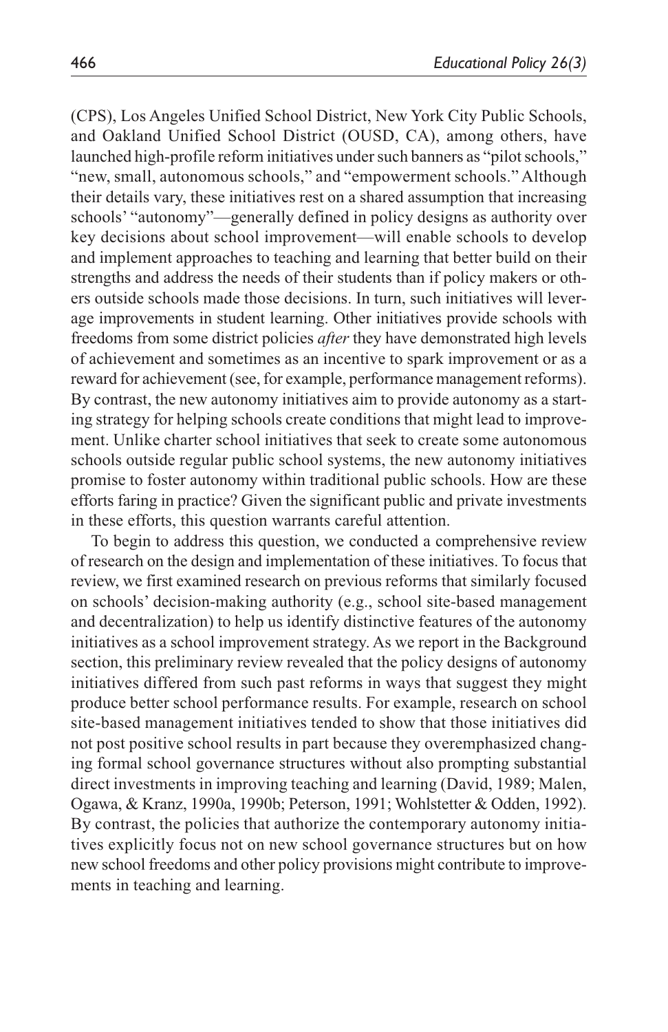(CPS), Los Angeles Unified School District, New York City Public Schools, and Oakland Unified School District (OUSD, CA), among others, have launched high-profile reform initiatives under such banners as "pilot schools," "new, small, autonomous schools," and "empowerment schools." Although their details vary, these initiatives rest on a shared assumption that increasing schools' "autonomy"—generally defined in policy designs as authority over key decisions about school improvement—will enable schools to develop and implement approaches to teaching and learning that better build on their strengths and address the needs of their students than if policy makers or others outside schools made those decisions. In turn, such initiatives will leverage improvements in student learning. Other initiatives provide schools with freedoms from some district policies *after* they have demonstrated high levels of achievement and sometimes as an incentive to spark improvement or as a reward for achievement (see, for example, performance management reforms). By contrast, the new autonomy initiatives aim to provide autonomy as a starting strategy for helping schools create conditions that might lead to improvement. Unlike charter school initiatives that seek to create some autonomous schools outside regular public school systems, the new autonomy initiatives promise to foster autonomy within traditional public schools. How are these efforts faring in practice? Given the significant public and private investments in these efforts, this question warrants careful attention.

To begin to address this question, we conducted a comprehensive review of research on the design and implementation of these initiatives. To focus that review, we first examined research on previous reforms that similarly focused on schools' decision-making authority (e.g., school site-based management and decentralization) to help us identify distinctive features of the autonomy initiatives as a school improvement strategy. As we report in the Background section, this preliminary review revealed that the policy designs of autonomy initiatives differed from such past reforms in ways that suggest they might produce better school performance results. For example, research on school site-based management initiatives tended to show that those initiatives did not post positive school results in part because they overemphasized changing formal school governance structures without also prompting substantial direct investments in improving teaching and learning (David, 1989; Malen, Ogawa, & Kranz, 1990a, 1990b; Peterson, 1991; Wohlstetter & Odden, 1992). By contrast, the policies that authorize the contemporary autonomy initiatives explicitly focus not on new school governance structures but on how new school freedoms and other policy provisions might contribute to improvements in teaching and learning.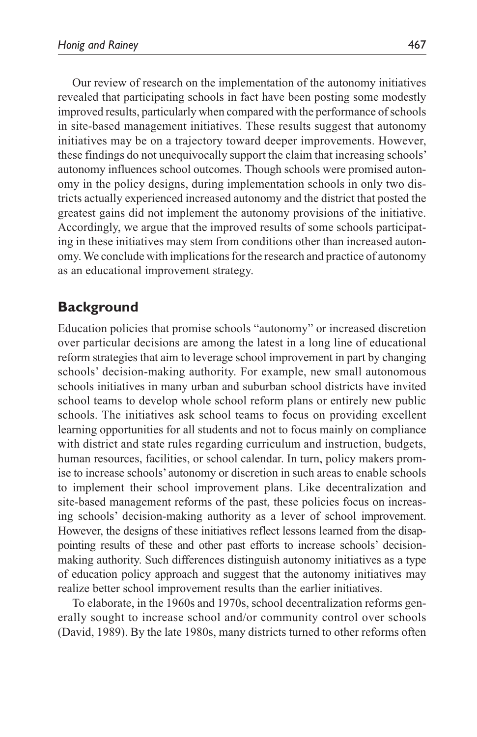Our review of research on the implementation of the autonomy initiatives revealed that participating schools in fact have been posting some modestly improved results, particularly when compared with the performance of schools in site-based management initiatives. These results suggest that autonomy initiatives may be on a trajectory toward deeper improvements. However, these findings do not unequivocally support the claim that increasing schools' autonomy influences school outcomes. Though schools were promised autonomy in the policy designs, during implementation schools in only two districts actually experienced increased autonomy and the district that posted the greatest gains did not implement the autonomy provisions of the initiative. Accordingly, we argue that the improved results of some schools participating in these initiatives may stem from conditions other than increased autonomy. We conclude with implications for the research and practice of autonomy as an educational improvement strategy.

## Background

Education policies that promise schools "autonomy" or increased discretion over particular decisions are among the latest in a long line of educational reform strategies that aim to leverage school improvement in part by changing schools' decision-making authority. For example, new small autonomous schools initiatives in many urban and suburban school districts have invited school teams to develop whole school reform plans or entirely new public schools. The initiatives ask school teams to focus on providing excellent learning opportunities for all students and not to focus mainly on compliance with district and state rules regarding curriculum and instruction, budgets, human resources, facilities, or school calendar. In turn, policy makers promise to increase schools' autonomy or discretion in such areas to enable schools to implement their school improvement plans. Like decentralization and site-based management reforms of the past, these policies focus on increasing schools' decision-making authority as a lever of school improvement. However, the designs of these initiatives reflect lessons learned from the disappointing results of these and other past efforts to increase schools' decision-making authority. Such differences distinguish autonomy initiatives as a type of education policy approach and suggest that the autonomy initiatives may realize better school improvement results than the earlier initiatives.

To elaborate, in the 1960s and 1970s, school decentralization reforms generally sought to increase school and/or community control over schools (David, 1989). By the late 1980s, many districts turned to other reforms often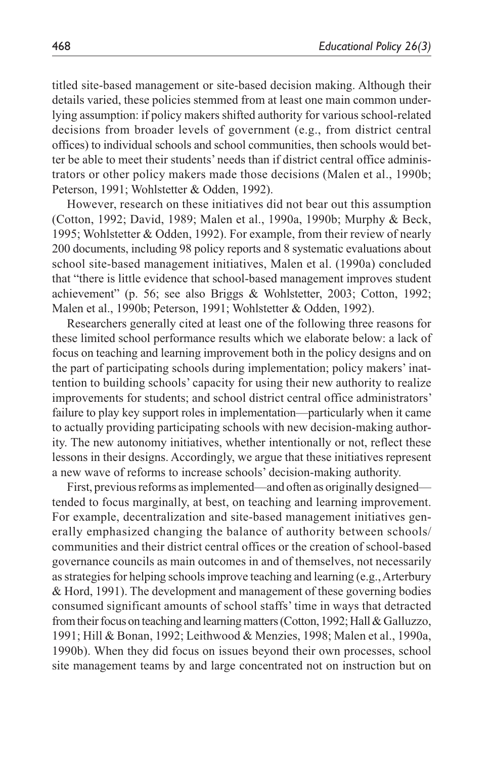titled site-based management or site-based decision making. Although their details varied, these policies stemmed from at least one main common underlying assumption: if policy makers shifted authority for various school-related decisions from broader levels of government (e.g., from district central offices) to individual schools and school communities, then schools would better be able to meet their students' needs than if district central office administrators or other policy makers made those decisions (Malen et al., 1990b; Peterson, 1991; Wohlstetter & Odden, 1992).

However, research on these initiatives did not bear out this assumption (Cotton, 1992; David, 1989; Malen et al., 1990a, 1990b; Murphy & Beck, 1995; Wohlstetter & Odden, 1992). For example, from their review of nearly 200 documents, including 98 policy reports and 8 systematic evaluations about school site-based management initiatives, Malen et al. (1990a) concluded that "there is little evidence that school-based management improves student achievement" (p. 56; see also Briggs & Wohlstetter, 2003; Cotton, 1992; Malen et al., 1990b; Peterson, 1991; Wohlstetter & Odden, 1992).

Researchers generally cited at least one of the following three reasons for these limited school performance results which we elaborate below: a lack of focus on teaching and learning improvement both in the policy designs and on the part of participating schools during implementation; policy makers' inattention to building schools' capacity for using their new authority to realize improvements for students; and school district central office administrators' failure to play key support roles in implementation—particularly when it came to actually providing participating schools with new decision-making authority. The new autonomy initiatives, whether intentionally or not, reflect these lessons in their designs. Accordingly, we argue that these initiatives represent a new wave of reforms to increase schools' decision-making authority.

First, previous reforms as implemented—and often as originally designed—tended to focus marginally, at best, on teaching and learning improvement. For example, decentralization and site-based management initiatives generally emphasized changing the balance of authority between schools/communities and their district central offices or the creation of school-based governance councils as main outcomes in and of themselves, not necessarily as strategies for helping schools improve teaching and learning (e.g., Arterbury & Hord, 1991). The development and management of these governing bodies consumed significant amounts of school staffs' time in ways that detracted from their focus on teaching and learning matters (Cotton, 1992; Hall & Galluzzo, 1991; Hill & Bonan, 1992; Leithwood & Menzies, 1998; Malen et al., 1990a, 1990b). When they did focus on issues beyond their own processes, school site management teams by and large concentrated not on instruction but on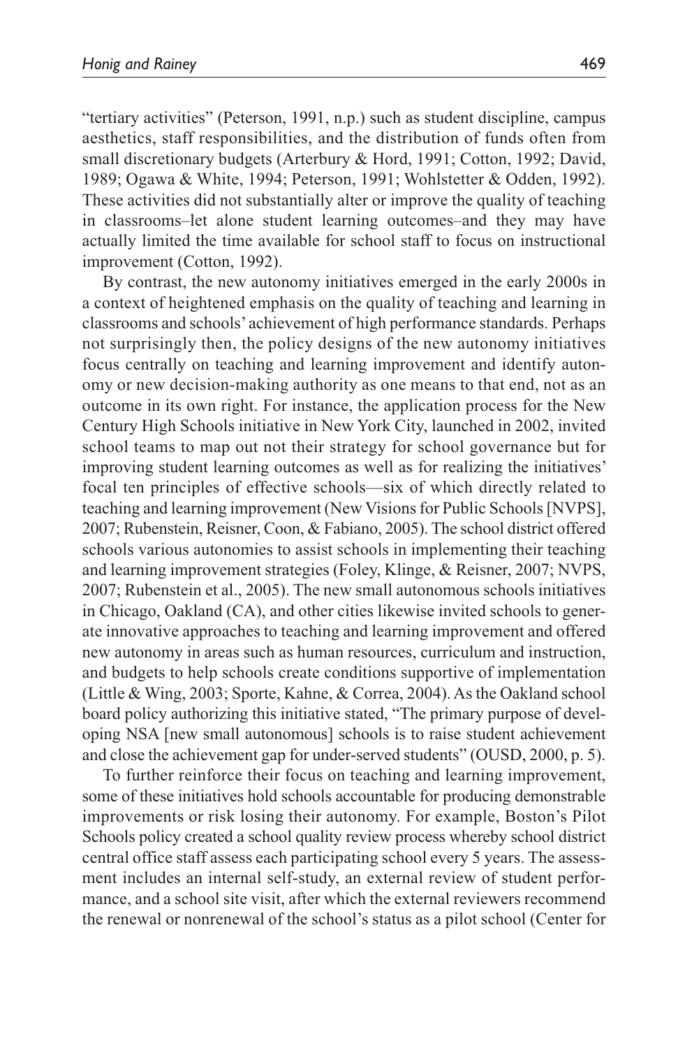"tertiary activities" (Peterson, 1991, n.p.) such as student discipline, campus aesthetics, staff responsibilities, and the distribution of funds often from small discretionary budgets (Arterbury & Hord, 1991; Cotton, 1992; David, 1989; Ogawa & White, 1994; Peterson, 1991; Wohlstetter & Odden, 1992). These activities did not substantially alter or improve the quality of teaching in classrooms–let alone student learning outcomes–and they may have actually limited the time available for school staff to focus on instructional improvement (Cotton, 1992).

By contrast, the new autonomy initiatives emerged in the early 2000s in a context of heightened emphasis on the quality of teaching and learning in classrooms and schools' achievement of high performance standards. Perhaps not surprisingly then, the policy designs of the new autonomy initiatives focus centrally on teaching and learning improvement and identify autonomy or new decision-making authority as one means to that end, not as an outcome in its own right. For instance, the application process for the New Century High Schools initiative in New York City, launched in 2002, invited school teams to map out not their strategy for school governance but for improving student learning outcomes as well as for realizing the initiatives' focal ten principles of effective schools—six of which directly related to teaching and learning improvement (New Visions for Public Schools [NVPS], 2007; Rubenstein, Reisner, Coon, & Fabiano, 2005). The school district offered schools various autonomies to assist schools in implementing their teaching and learning improvement strategies (Foley, Klinge, & Reisner, 2007; NVPS, 2007; Rubenstein et al., 2005). The new small autonomous schools initiatives in Chicago, Oakland (CA), and other cities likewise invited schools to generate innovative approaches to teaching and learning improvement and offered new autonomy in areas such as human resources, curriculum and instruction, and budgets to help schools create conditions supportive of implementation (Little & Wing, 2003; Sporte, Kahne, & Correa, 2004). As the Oakland school board policy authorizing this initiative stated, "The primary purpose of developing NSA [new small autonomous] schools is to raise student achievement and close the achievement gap for under-served students" (OUSD, 2000, p. 5).

To further reinforce their focus on teaching and learning improvement, some of these initiatives hold schools accountable for producing demonstrable improvements or risk losing their autonomy. For example, Boston's Pilot Schools policy created a school quality review process whereby school district central office staff assess each participating school every 5 years. The assessment includes an internal self-study, an external review of student performance, and a school site visit, after which the external reviewers recommend the renewal or nonrenewal of the school's status as a pilot school (Center for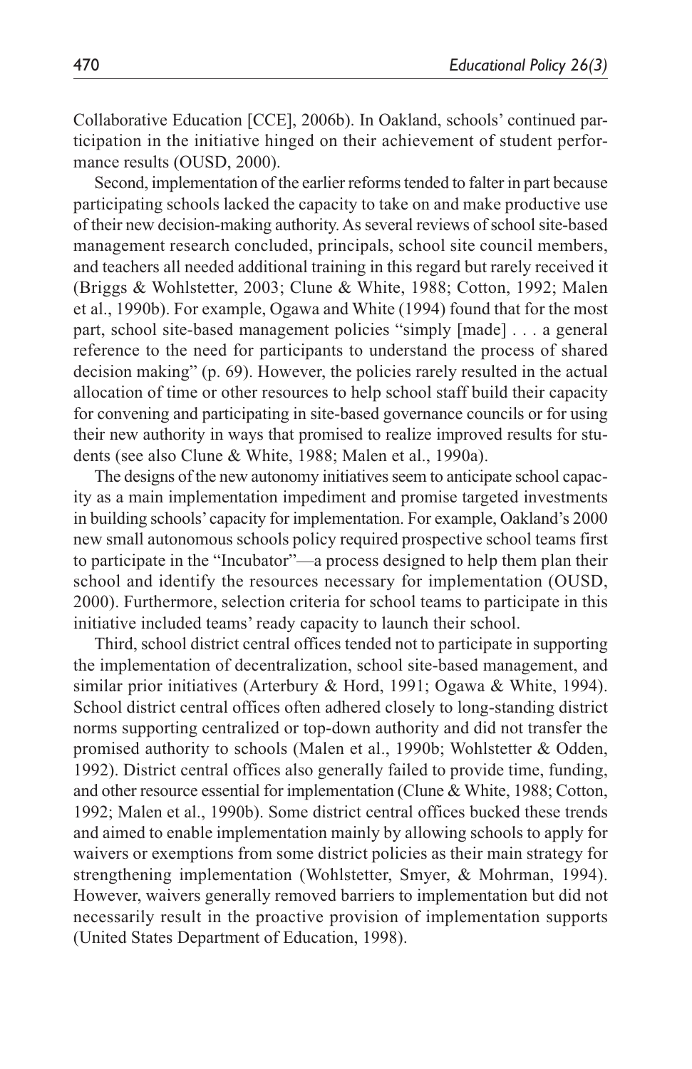Collaborative Education [CCE], 2006b). In Oakland, schools' continued participation in the initiative hinged on their achievement of student performance results (OUSD, 2000).

Second, implementation of the earlier reforms tended to falter in part because participating schools lacked the capacity to take on and make productive use of their new decision-making authority. As several reviews of school site-based management research concluded, principals, school site council members, and teachers all needed additional training in this regard but rarely received it (Briggs & Wohlstetter, 2003; Clune & White, 1988; Cotton, 1992; Malen et al., 1990b). For example, Ogawa and White (1994) found that for the most part, school site-based management policies "simply [made] . . . a general reference to the need for participants to understand the process of shared decision making" (p. 69). However, the policies rarely resulted in the actual allocation of time or other resources to help school staff build their capacity for convening and participating in site-based governance councils or for using their new authority in ways that promised to realize improved results for students (see also Clune & White, 1988; Malen et al., 1990a).

The designs of the new autonomy initiatives seem to anticipate school capacity as a main implementation impediment and promise targeted investments in building schools' capacity for implementation. For example, Oakland's 2000 new small autonomous schools policy required prospective school teams first to participate in the "Incubator"—a process designed to help them plan their school and identify the resources necessary for implementation (OUSD, 2000). Furthermore, selection criteria for school teams to participate in this initiative included teams' ready capacity to launch their school.

Third, school district central offices tended not to participate in supporting the implementation of decentralization, school site-based management, and similar prior initiatives (Arterbury & Hord, 1991; Ogawa & White, 1994). School district central offices often adhered closely to long-standing district norms supporting centralized or top-down authority and did not transfer the promised authority to schools (Malen et al., 1990b; Wohlstetter & Odden, 1992). District central offices also generally failed to provide time, funding, and other resource essential for implementation (Clune & White, 1988; Cotton, 1992; Malen et al., 1990b). Some district central offices bucked these trends and aimed to enable implementation mainly by allowing schools to apply for waivers or exemptions from some district policies as their main strategy for strengthening implementation (Wohlstetter, Smyer, & Mohrman, 1994). However, waivers generally removed barriers to implementation but did not necessarily result in the proactive provision of implementation supports (United States Department of Education, 1998).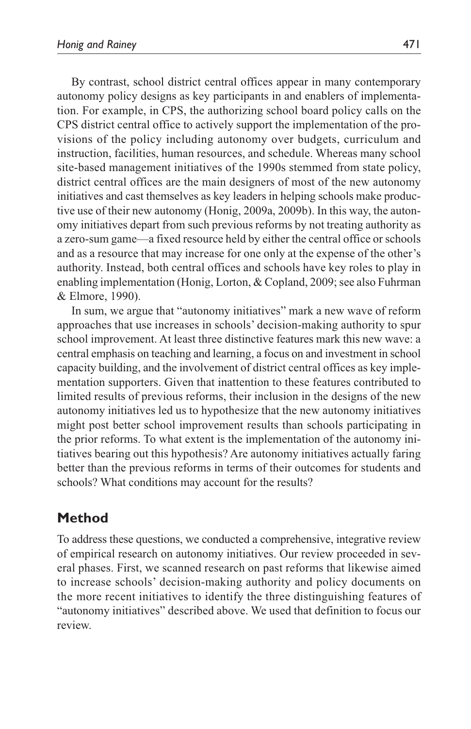By contrast, school district central offices appear in many contemporary autonomy policy designs as key participants in and enablers of implementation. For example, in CPS, the authorizing school board policy calls on the CPS district central office to actively support the implementation of the provisions of the policy including autonomy over budgets, curriculum and instruction, facilities, human resources, and schedule. Whereas many school site-based management initiatives of the 1990s stemmed from state policy, district central offices are the main designers of most of the new autonomy initiatives and cast themselves as key leaders in helping schools make productive use of their new autonomy (Honig, 2009a, 2009b). In this way, the autonomy initiatives depart from such previous reforms by not treating authority as a zero-sum game—a fixed resource held by either the central office or schools and as a resource that may increase for one only at the expense of the other's authority. Instead, both central offices and schools have key roles to play in enabling implementation (Honig, Lorton, & Copland, 2009; see also Fuhrman & Elmore, 1990).

In sum, we argue that "autonomy initiatives" mark a new wave of reform approaches that use increases in schools' decision-making authority to spur school improvement. At least three distinctive features mark this new wave: a central emphasis on teaching and learning, a focus on and investment in school capacity building, and the involvement of district central offices as key implementation supporters. Given that inattention to these features contributed to limited results of previous reforms, their inclusion in the designs of the new autonomy initiatives led us to hypothesize that the new autonomy initiatives might post better school improvement results than schools participating in the prior reforms. To what extent is the implementation of the autonomy initiatives bearing out this hypothesis? Are autonomy initiatives actually faring better than the previous reforms in terms of their outcomes for students and schools? What conditions may account for the results?

## Method

To address these questions, we conducted a comprehensive, integrative review of empirical research on autonomy initiatives. Our review proceeded in several phases. First, we scanned research on past reforms that likewise aimed to increase schools' decision-making authority and policy documents on the more recent initiatives to identify the three distinguishing features of "autonomy initiatives" described above. We used that definition to focus our review.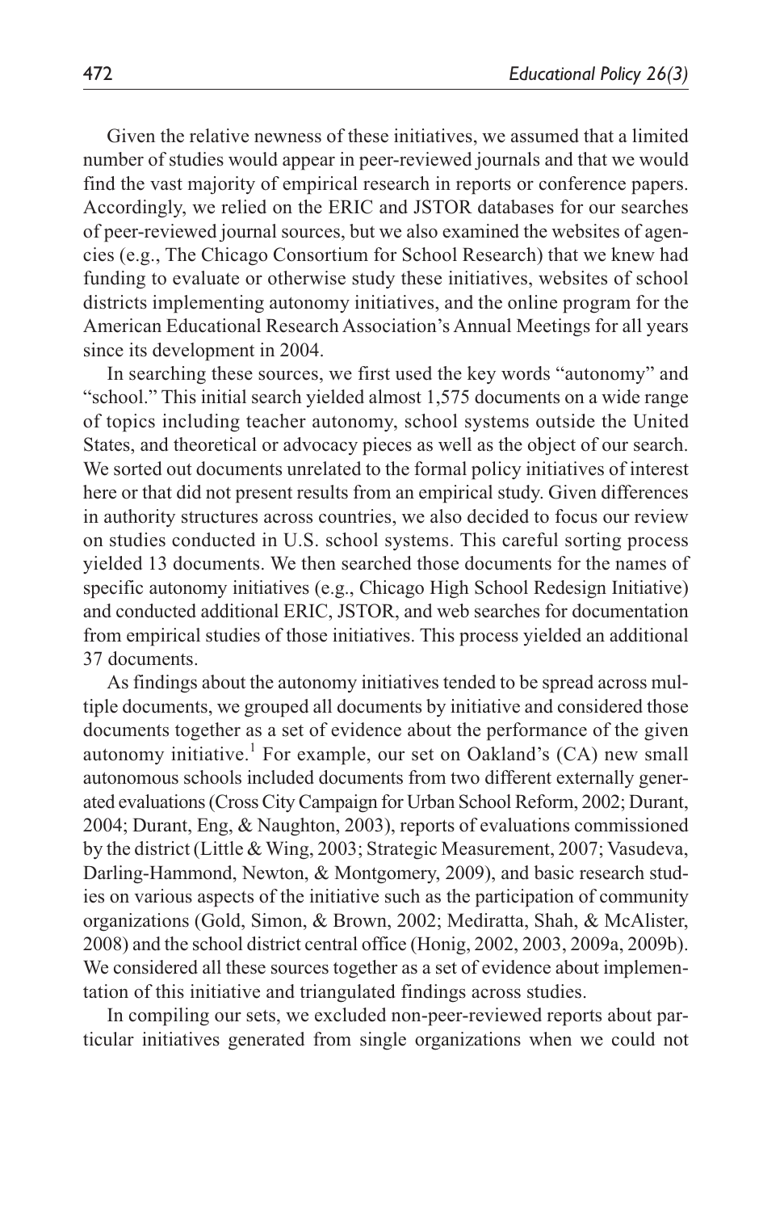Given the relative newness of these initiatives, we assumed that a limited number of studies would appear in peer-reviewed journals and that we would find the vast majority of empirical research in reports or conference papers. Accordingly, we relied on the ERIC and JSTOR databases for our searches of peer-reviewed journal sources, but we also examined the websites of agencies (e.g., The Chicago Consortium for School Research) that we knew had funding to evaluate or otherwise study these initiatives, websites of school districts implementing autonomy initiatives, and the online program for the American Educational Research Association's Annual Meetings for all years since its development in 2004.

In searching these sources, we first used the key words "autonomy" and "school." This initial search yielded almost 1,575 documents on a wide range of topics including teacher autonomy, school systems outside the United States, and theoretical or advocacy pieces as well as the object of our search. We sorted out documents unrelated to the formal policy initiatives of interest here or that did not present results from an empirical study. Given differences in authority structures across countries, we also decided to focus our review on studies conducted in U.S. school systems. This careful sorting process yielded 13 documents. We then searched those documents for the names of specific autonomy initiatives (e.g., Chicago High School Redesign Initiative) and conducted additional ERIC, JSTOR, and web searches for documentation from empirical studies of those initiatives. This process yielded an additional 37 documents.

As findings about the autonomy initiatives tended to be spread across multiple documents, we grouped all documents by initiative and considered those documents together as a set of evidence about the performance of the given autonomy initiative.[1] For example, our set on Oakland's (CA) new small autonomous schools included documents from two different externally generated evaluations (Cross City Campaign for Urban School Reform, 2002; Durant, 2004; Durant, Eng, & Naughton, 2003), reports of evaluations commissioned by the district (Little & Wing, 2003; Strategic Measurement, 2007; Vasudeva, Darling-Hammond, Newton, & Montgomery, 2009), and basic research studies on various aspects of the initiative such as the participation of community organizations (Gold, Simon, & Brown, 2002; Mediratta, Shah, & McAlister, 2008) and the school district central office (Honig, 2002, 2003, 2009a, 2009b). We considered all these sources together as a set of evidence about implementation of this initiative and triangulated findings across studies.

In compiling our sets, we excluded non-peer-reviewed reports about particular initiatives generated from single organizations when we could not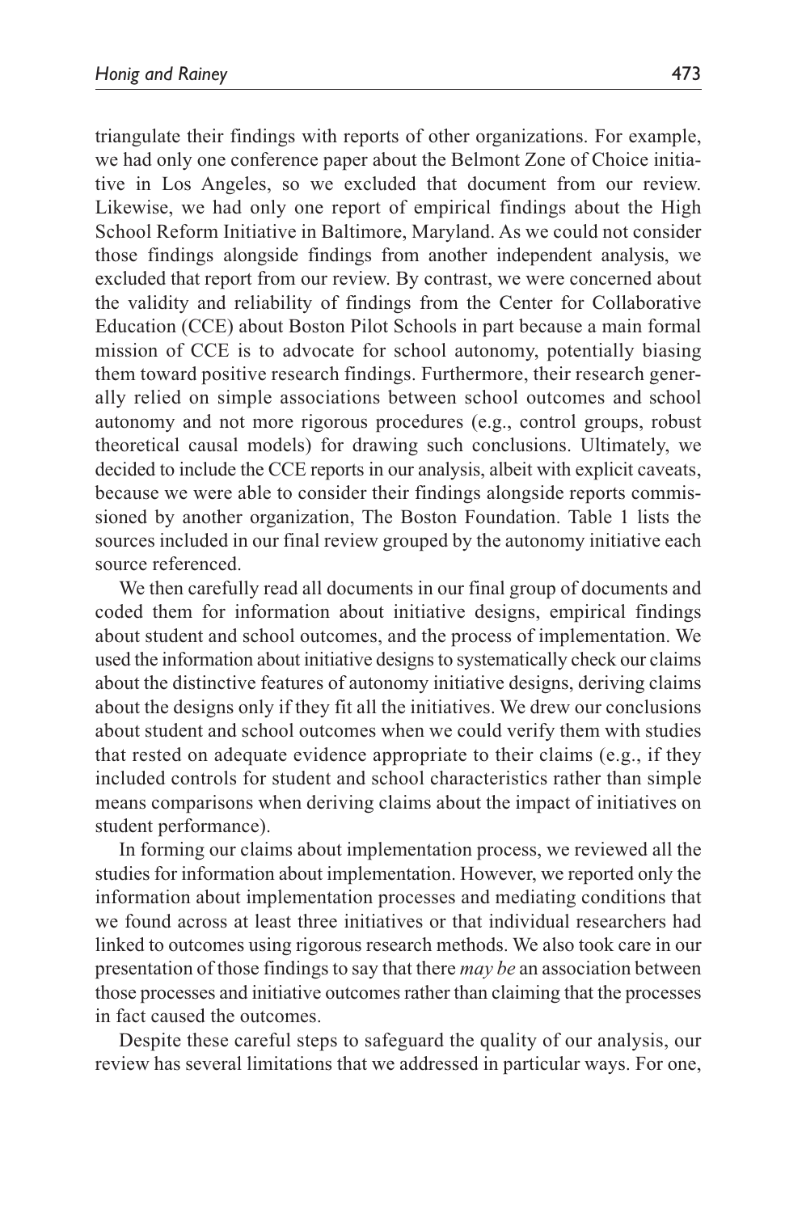triangulate their findings with reports of other organizations. For example, we had only one conference paper about the Belmont Zone of Choice initiative in Los Angeles, so we excluded that document from our review. Likewise, we had only one report of empirical findings about the High School Reform Initiative in Baltimore, Maryland. As we could not consider those findings alongside findings from another independent analysis, we excluded that report from our review. By contrast, we were concerned about the validity and reliability of findings from the Center for Collaborative Education (CCE) about Boston Pilot Schools in part because a main formal mission of CCE is to advocate for school autonomy, potentially biasing them toward positive research findings. Furthermore, their research generally relied on simple associations between school outcomes and school autonomy and not more rigorous procedures (e.g., control groups, robust theoretical causal models) for drawing such conclusions. Ultimately, we decided to include the CCE reports in our analysis, albeit with explicit caveats, because we were able to consider their findings alongside reports commissioned by another organization, The Boston Foundation. Table 1 lists the sources included in our final review grouped by the autonomy initiative each source referenced.

We then carefully read all documents in our final group of documents and coded them for information about initiative designs, empirical findings about student and school outcomes, and the process of implementation. We used the information about initiative designs to systematically check our claims about the distinctive features of autonomy initiative designs, deriving claims about the designs only if they fit all the initiatives. We drew our conclusions about student and school outcomes when we could verify them with studies that rested on adequate evidence appropriate to their claims (e.g., if they included controls for student and school characteristics rather than simple means comparisons when deriving claims about the impact of initiatives on student performance).

In forming our claims about implementation process, we reviewed all the studies for information about implementation. However, we reported only the information about implementation processes and mediating conditions that we found across at least three initiatives or that individual researchers had linked to outcomes using rigorous research methods. We also took care in our presentation of those findings to say that there *may be* an association between those processes and initiative outcomes rather than claiming that the processes in fact caused the outcomes.

Despite these careful steps to safeguard the quality of our analysis, our review has several limitations that we addressed in particular ways. For one,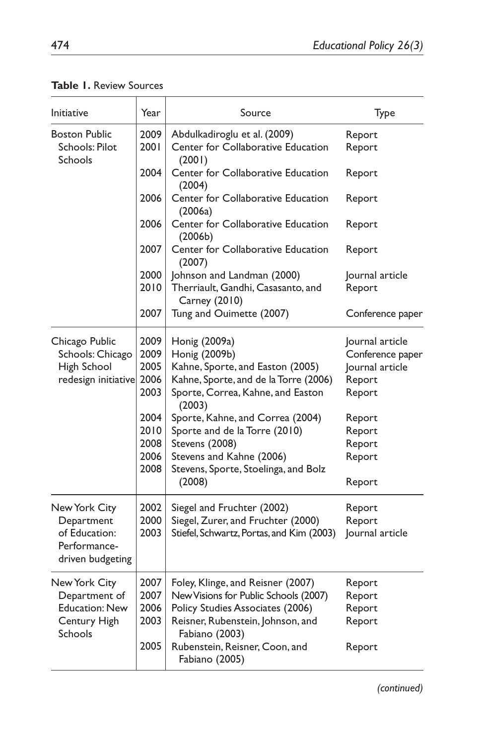**Table 1.** Review Sources

| Initiative | Year | Source | Type |
|---|---|---|---|
| Boston Public Schools: Pilot Schools | 2009 | Abdulkadiroglu et al. (2009) | Report |
| | 2001 | Center for Collaborative Education (2001) | Report |
| | 2004 | Center for Collaborative Education (2004) | Report |
| | 2006 | Center for Collaborative Education (2006a) | Report |
| | 2006 | Center for Collaborative Education (2006b) | Report |
| | 2007 | Center for Collaborative Education (2007) | Report |
| | 2000 | Johnson and Landman (2000) | Journal article |
| | 2010 | Therriault, Gandhi, Casasanto, and Carney (2010) | Report |
| | 2007 | Tung and Ouimette (2007) | Conference paper |
| Chicago Public Schools: Chicago High School redesign initiative | 2009 | Honig (2009a) | Journal article |
| | 2009 | Honig (2009b) | Conference paper |
| | 2005 | Kahne, Sporte, and Easton (2005) | Journal article |
| | 2006 | Kahne, Sporte, and de la Torre (2006) | Report |
| | 2003 | Sporte, Correa, Kahne, and Easton (2003) | Report |
| | 2004 | Sporte, Kahne, and Correa (2004) | Report |
| | 2010 | Sporte and de la Torre (2010) | Report |
| | 2008 | Stevens (2008) | Report |
| | 2006 | Stevens and Kahne (2006) | Report |
| | 2008 | Stevens, Sporte, Stoelinga, and Bolz (2008) | Report |
| New York City Department of Education: Performance-driven budgeting | 2002 | Siegel and Fruchter (2002) | Report |
| | 2000 | Siegel, Zurer, and Fruchter (2000) | Report |
| | 2003 | Stiefel, Schwartz, Portas, and Kim (2003) | Journal article |
| New York City Department of Education: New Century High Schools | 2007 | Foley, Klinge, and Reisner (2007) | Report |
| | 2007 | New Visions for Public Schools (2007) | Report |
| | 2006 | Policy Studies Associates (2006) | Report |
| | 2003 | Reisner, Rubenstein, Johnson, and Fabiano (2003) | Report |
| | 2005 | Rubenstein, Reisner, Coon, and Fabiano (2005) | Report |

*(continued)*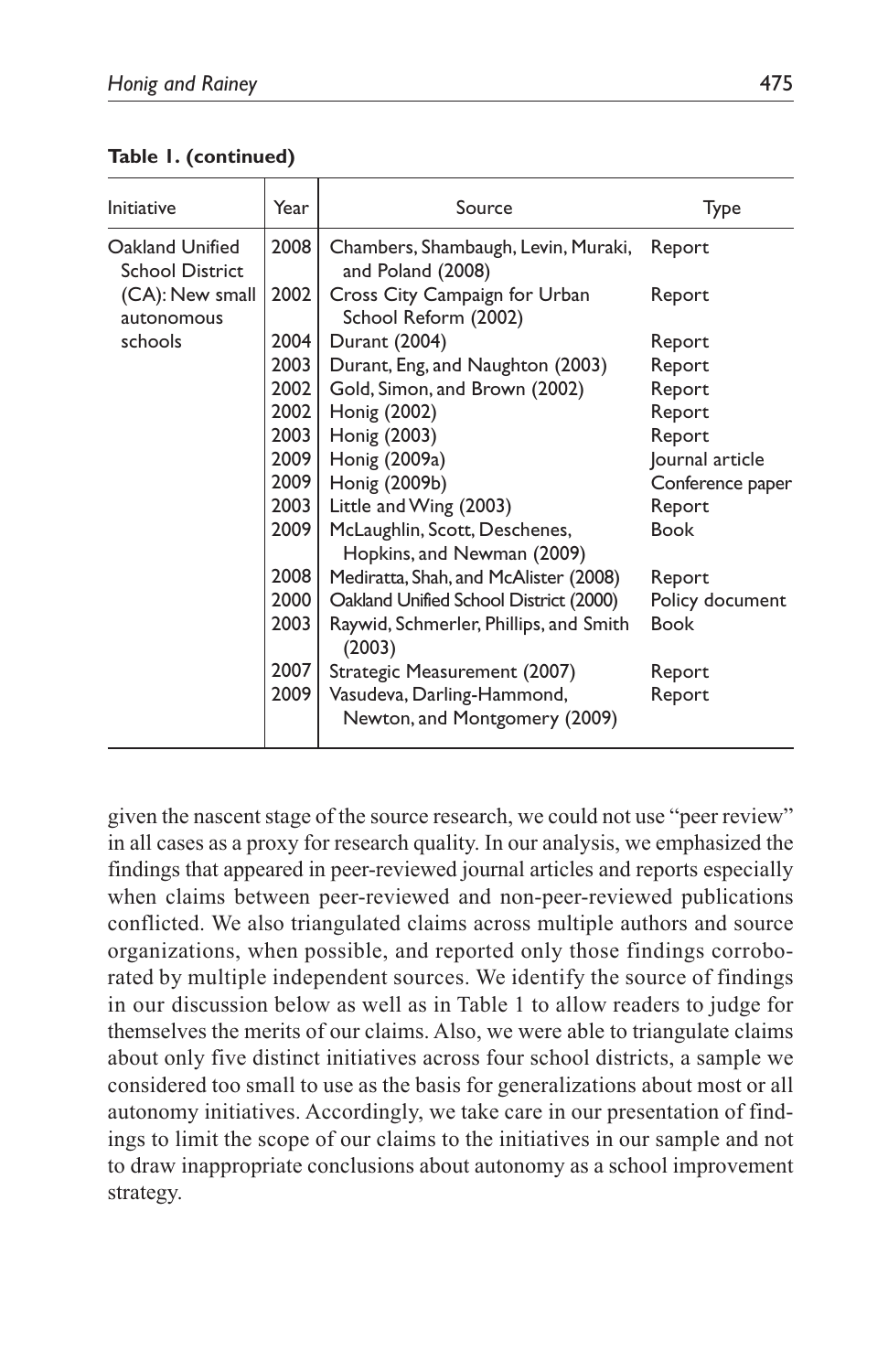**Table 1. (continued)**

| Initiative | Year | Source | Type |
|---|---|---|---|
| Oakland Unified School District (CA): New small autonomous schools | 2008 | Chambers, Shambaugh, Levin, Muraki, and Poland (2008) | Report |
| | 2002 | Cross City Campaign for Urban School Reform (2002) | Report |
| | 2004 | Durant (2004) | Report |
| | 2003 | Durant, Eng, and Naughton (2003) | Report |
| | 2002 | Gold, Simon, and Brown (2002) | Report |
| | 2002 | Honig (2002) | Report |
| | 2003 | Honig (2003) | Report |
| | 2009 | Honig (2009a) | Journal article |
| | 2009 | Honig (2009b) | Conference paper |
| | 2003 | Little and Wing (2003) | Report |
| | 2009 | McLaughlin, Scott, Deschenes, Hopkins, and Newman (2009) | Book |
| | 2008 | Mediratta, Shah, and McAlister (2008) | Report |
| | 2000 | Oakland Unified School District (2000) | Policy document |
| | 2003 | Raywid, Schmerler, Phillips, and Smith (2003) | Book |
| | 2007 | Strategic Measurement (2007) | Report |
| | 2009 | Vasudeva, Darling-Hammond, Newton, and Montgomery (2009) | Report |

given the nascent stage of the source research, we could not use "peer review" in all cases as a proxy for research quality. In our analysis, we emphasized the findings that appeared in peer-reviewed journal articles and reports especially when claims between peer-reviewed and non-peer-reviewed publications conflicted. We also triangulated claims across multiple authors and source organizations, when possible, and reported only those findings corroborated by multiple independent sources. We identify the source of findings in our discussion below as well as in Table 1 to allow readers to judge for themselves the merits of our claims. Also, we were able to triangulate claims about only five distinct initiatives across four school districts, a sample we considered too small to use as the basis for generalizations about most or all autonomy initiatives. Accordingly, we take care in our presentation of findings to limit the scope of our claims to the initiatives in our sample and not to draw inappropriate conclusions about autonomy as a school improvement strategy.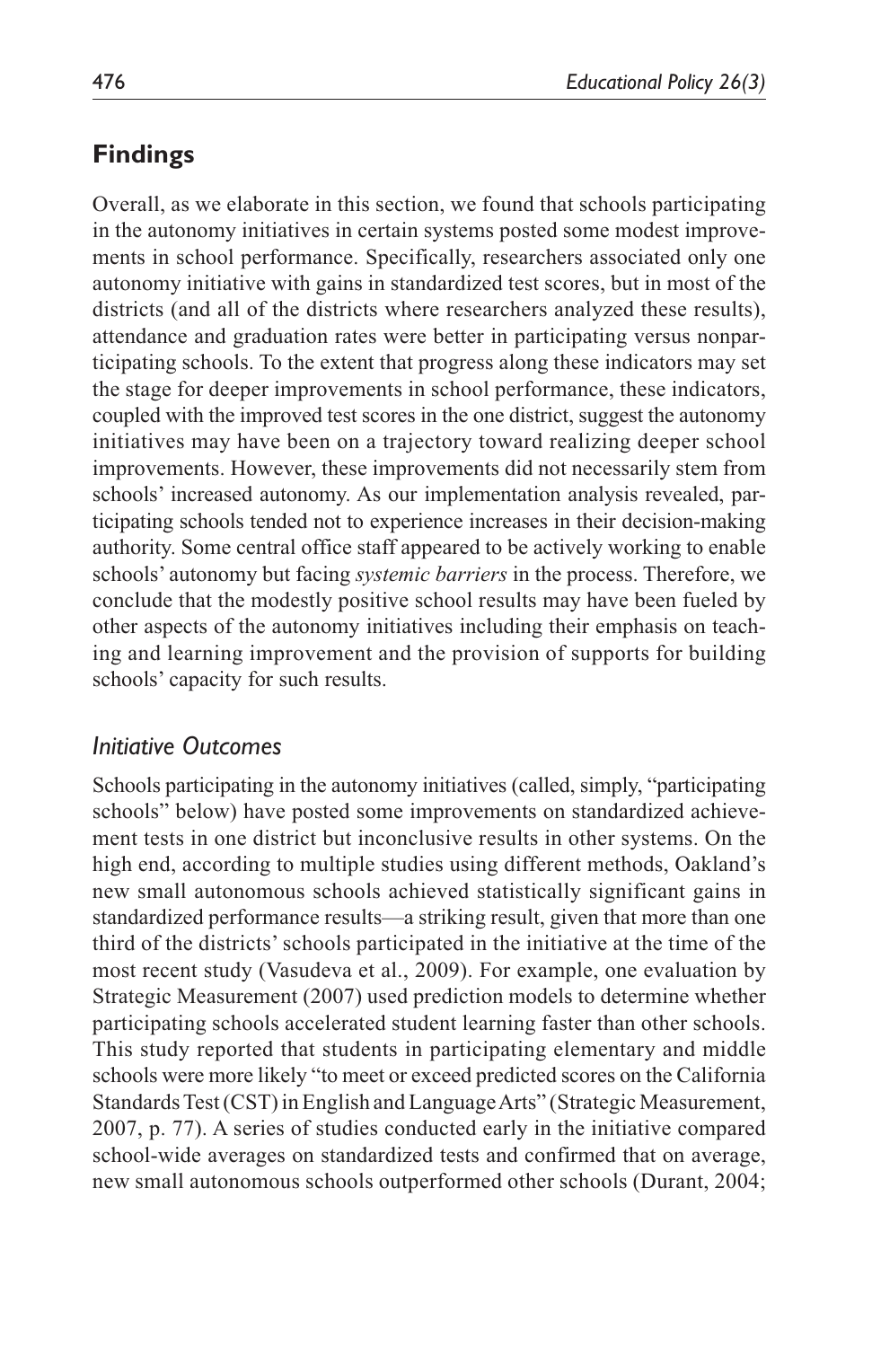## Findings

Overall, as we elaborate in this section, we found that schools participating in the autonomy initiatives in certain systems posted some modest improvements in school performance. Specifically, researchers associated only one autonomy initiative with gains in standardized test scores, but in most of the districts (and all of the districts where researchers analyzed these results), attendance and graduation rates were better in participating versus nonparticipating schools. To the extent that progress along these indicators may set the stage for deeper improvements in school performance, these indicators, coupled with the improved test scores in the one district, suggest the autonomy initiatives may have been on a trajectory toward realizing deeper school improvements. However, these improvements did not necessarily stem from schools' increased autonomy. As our implementation analysis revealed, participating schools tended not to experience increases in their decision-making authority. Some central office staff appeared to be actively working to enable schools' autonomy but facing *systemic barriers* in the process. Therefore, we conclude that the modestly positive school results may have been fueled by other aspects of the autonomy initiatives including their emphasis on teaching and learning improvement and the provision of supports for building schools' capacity for such results.

### *Initiative Outcomes*

Schools participating in the autonomy initiatives (called, simply, "participating schools" below) have posted some improvements on standardized achievement tests in one district but inconclusive results in other systems. On the high end, according to multiple studies using different methods, Oakland's new small autonomous schools achieved statistically significant gains in standardized performance results—a striking result, given that more than one third of the districts' schools participated in the initiative at the time of the most recent study (Vasudeva et al., 2009). For example, one evaluation by Strategic Measurement (2007) used prediction models to determine whether participating schools accelerated student learning faster than other schools. This study reported that students in participating elementary and middle schools were more likely "to meet or exceed predicted scores on the California Standards Test (CST) in English and Language Arts" (Strategic Measurement, 2007, p. 77). A series of studies conducted early in the initiative compared school-wide averages on standardized tests and confirmed that on average, new small autonomous schools outperformed other schools (Durant, 2004;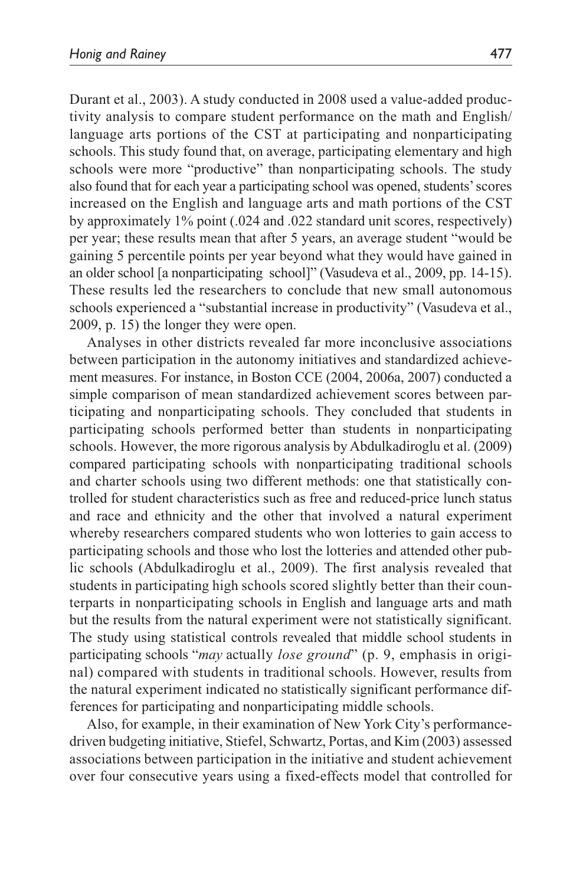Durant et al., 2003). A study conducted in 2008 used a value-added productivity analysis to compare student performance on the math and English/language arts portions of the CST at participating and nonparticipating schools. This study found that, on average, participating elementary and high schools were more "productive" than nonparticipating schools. The study also found that for each year a participating school was opened, students' scores increased on the English and language arts and math portions of the CST by approximately 1% point (.024 and .022 standard unit scores, respectively) per year; these results mean that after 5 years, an average student "would be gaining 5 percentile points per year beyond what they would have gained in an older school [a nonparticipating school]" (Vasudeva et al., 2009, pp. 14-15). These results led the researchers to conclude that new small autonomous schools experienced a "substantial increase in productivity" (Vasudeva et al., 2009, p. 15) the longer they were open.

Analyses in other districts revealed far more inconclusive associations between participation in the autonomy initiatives and standardized achievement measures. For instance, in Boston CCE (2004, 2006a, 2007) conducted a simple comparison of mean standardized achievement scores between participating and nonparticipating schools. They concluded that students in participating schools performed better than students in nonparticipating schools. However, the more rigorous analysis by Abdulkadiroglu et al. (2009) compared participating schools with nonparticipating traditional schools and charter schools using two different methods: one that statistically controlled for student characteristics such as free and reduced-price lunch status and race and ethnicity and the other that involved a natural experiment whereby researchers compared students who won lotteries to gain access to participating schools and those who lost the lotteries and attended other public schools (Abdulkadiroglu et al., 2009). The first analysis revealed that students in participating high schools scored slightly better than their counterparts in nonparticipating schools in English and language arts and math but the results from the natural experiment were not statistically significant. The study using statistical controls revealed that middle school students in participating schools "*may* actually *lose ground*" (p. 9, emphasis in original) compared with students in traditional schools. However, results from the natural experiment indicated no statistically significant performance differences for participating and nonparticipating middle schools.

Also, for example, in their examination of New York City's performance-driven budgeting initiative, Stiefel, Schwartz, Portas, and Kim (2003) assessed associations between participation in the initiative and student achievement over four consecutive years using a fixed-effects model that controlled for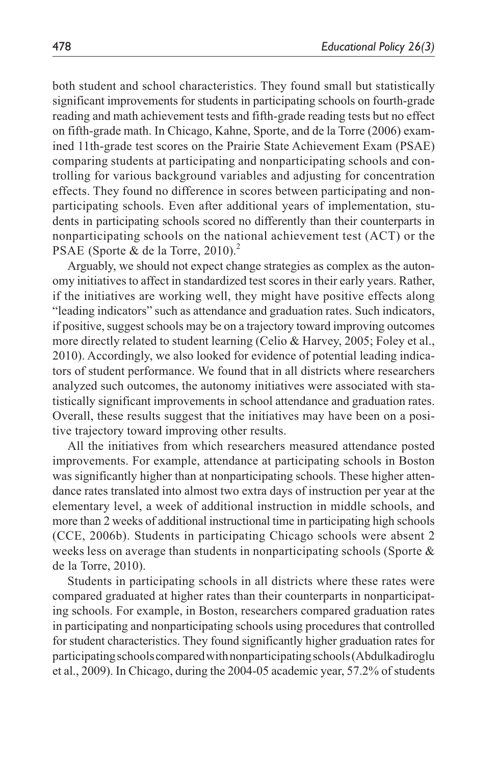both student and school characteristics. They found small but statistically significant improvements for students in participating schools on fourth-grade reading and math achievement tests and fifth-grade reading tests but no effect on fifth-grade math. In Chicago, Kahne, Sporte, and de la Torre (2006) examined 11th-grade test scores on the Prairie State Achievement Exam (PSAE) comparing students at participating and nonparticipating schools and controlling for various background variables and adjusting for concentration effects. They found no difference in scores between participating and nonparticipating schools. Even after additional years of implementation, students in participating schools scored no differently than their counterparts in nonparticipating schools on the national achievement test (ACT) or the PSAE (Sporte & de la Torre, 2010).[2]

Arguably, we should not expect change strategies as complex as the autonomy initiatives to affect in standardized test scores in their early years. Rather, if the initiatives are working well, they might have positive effects along "leading indicators" such as attendance and graduation rates. Such indicators, if positive, suggest schools may be on a trajectory toward improving outcomes more directly related to student learning (Celio & Harvey, 2005; Foley et al., 2010). Accordingly, we also looked for evidence of potential leading indicators of student performance. We found that in all districts where researchers analyzed such outcomes, the autonomy initiatives were associated with statistically significant improvements in school attendance and graduation rates. Overall, these results suggest that the initiatives may have been on a positive trajectory toward improving other results.

All the initiatives from which researchers measured attendance posted improvements. For example, attendance at participating schools in Boston was significantly higher than at nonparticipating schools. These higher attendance rates translated into almost two extra days of instruction per year at the elementary level, a week of additional instruction in middle schools, and more than 2 weeks of additional instructional time in participating high schools (CCE, 2006b). Students in participating Chicago schools were absent 2 weeks less on average than students in nonparticipating schools (Sporte & de la Torre, 2010).

Students in participating schools in all districts where these rates were compared graduated at higher rates than their counterparts in nonparticipating schools. For example, in Boston, researchers compared graduation rates in participating and nonparticipating schools using procedures that controlled for student characteristics. They found significantly higher graduation rates for participating schools compared with nonparticipating schools (Abdulkadiroglu et al., 2009). In Chicago, during the 2004-05 academic year, 57.2% of students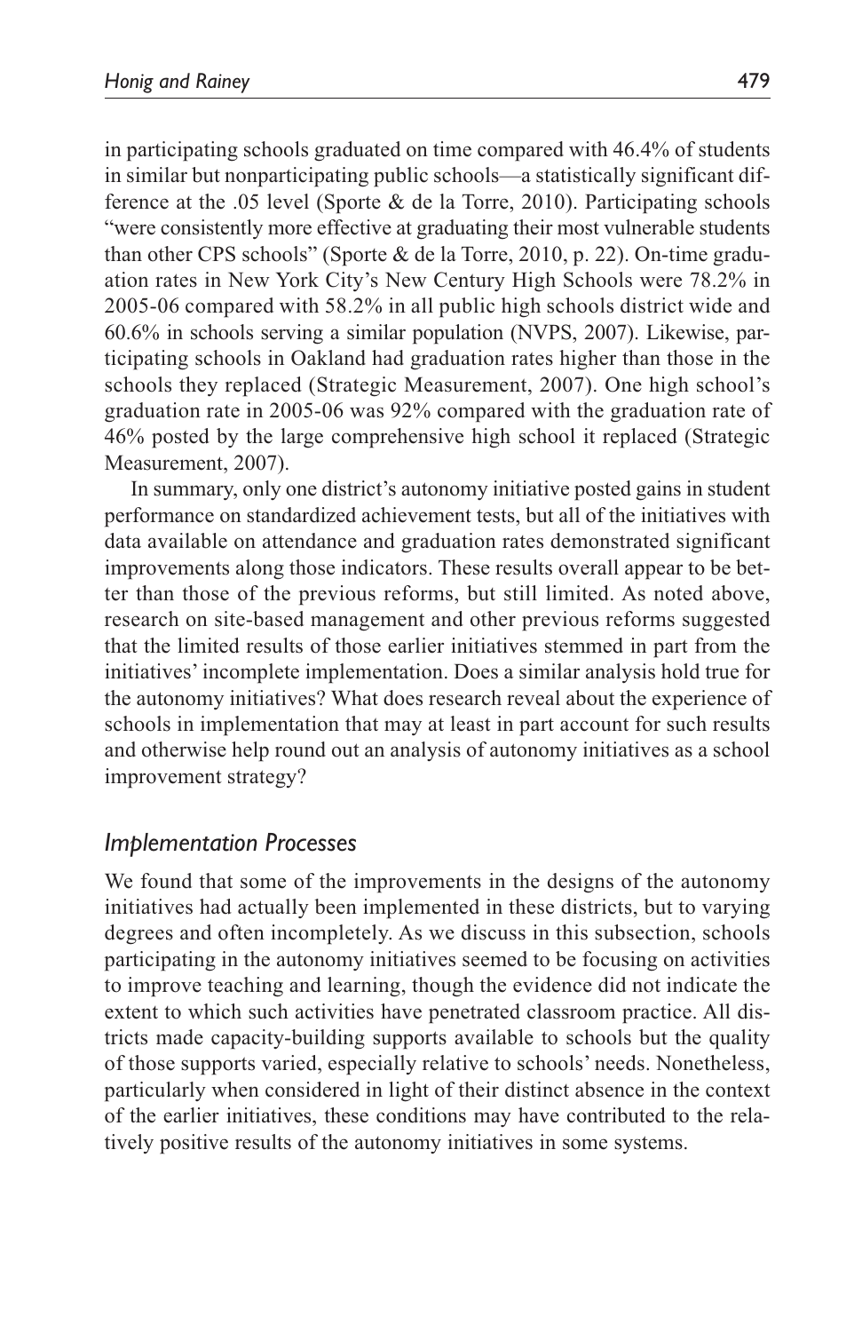in participating schools graduated on time compared with 46.4% of students in similar but nonparticipating public schools—a statistically significant difference at the .05 level (Sporte & de la Torre, 2010). Participating schools "were consistently more effective at graduating their most vulnerable students than other CPS schools" (Sporte & de la Torre, 2010, p. 22). On-time graduation rates in New York City's New Century High Schools were 78.2% in 2005-06 compared with 58.2% in all public high schools district wide and 60.6% in schools serving a similar population (NVPS, 2007). Likewise, participating schools in Oakland had graduation rates higher than those in the schools they replaced (Strategic Measurement, 2007). One high school's graduation rate in 2005-06 was 92% compared with the graduation rate of 46% posted by the large comprehensive high school it replaced (Strategic Measurement, 2007).

In summary, only one district's autonomy initiative posted gains in student performance on standardized achievement tests, but all of the initiatives with data available on attendance and graduation rates demonstrated significant improvements along those indicators. These results overall appear to be better than those of the previous reforms, but still limited. As noted above, research on site-based management and other previous reforms suggested that the limited results of those earlier initiatives stemmed in part from the initiatives' incomplete implementation. Does a similar analysis hold true for the autonomy initiatives? What does research reveal about the experience of schools in implementation that may at least in part account for such results and otherwise help round out an analysis of autonomy initiatives as a school improvement strategy?

### *Implementation Processes*

We found that some of the improvements in the designs of the autonomy initiatives had actually been implemented in these districts, but to varying degrees and often incompletely. As we discuss in this subsection, schools participating in the autonomy initiatives seemed to be focusing on activities to improve teaching and learning, though the evidence did not indicate the extent to which such activities have penetrated classroom practice. All districts made capacity-building supports available to schools but the quality of those supports varied, especially relative to schools' needs. Nonetheless, particularly when considered in light of their distinct absence in the context of the earlier initiatives, these conditions may have contributed to the relatively positive results of the autonomy initiatives in some systems.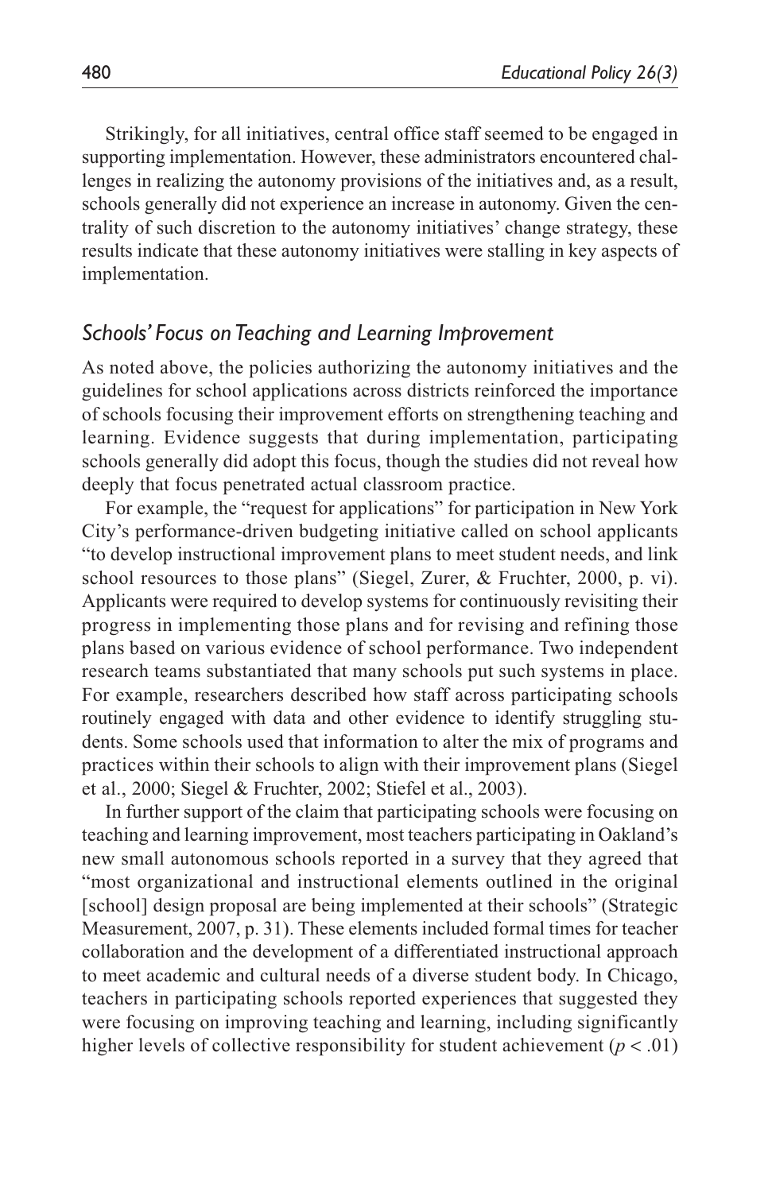Strikingly, for all initiatives, central office staff seemed to be engaged in supporting implementation. However, these administrators encountered challenges in realizing the autonomy provisions of the initiatives and, as a result, schools generally did not experience an increase in autonomy. Given the centrality of such discretion to the autonomy initiatives' change strategy, these results indicate that these autonomy initiatives were stalling in key aspects of implementation.

### *Schools' Focus on Teaching and Learning Improvement*

As noted above, the policies authorizing the autonomy initiatives and the guidelines for school applications across districts reinforced the importance of schools focusing their improvement efforts on strengthening teaching and learning. Evidence suggests that during implementation, participating schools generally did adopt this focus, though the studies did not reveal how deeply that focus penetrated actual classroom practice.

For example, the "request for applications" for participation in New York City's performance-driven budgeting initiative called on school applicants "to develop instructional improvement plans to meet student needs, and link school resources to those plans" (Siegel, Zurer, & Fruchter, 2000, p. vi). Applicants were required to develop systems for continuously revisiting their progress in implementing those plans and for revising and refining those plans based on various evidence of school performance. Two independent research teams substantiated that many schools put such systems in place. For example, researchers described how staff across participating schools routinely engaged with data and other evidence to identify struggling students. Some schools used that information to alter the mix of programs and practices within their schools to align with their improvement plans (Siegel et al., 2000; Siegel & Fruchter, 2002; Stiefel et al., 2003).

In further support of the claim that participating schools were focusing on teaching and learning improvement, most teachers participating in Oakland's new small autonomous schools reported in a survey that they agreed that "most organizational and instructional elements outlined in the original [school] design proposal are being implemented at their schools" (Strategic Measurement, 2007, p. 31). These elements included formal times for teacher collaboration and the development of a differentiated instructional approach to meet academic and cultural needs of a diverse student body. In Chicago, teachers in participating schools reported experiences that suggested they were focusing on improving teaching and learning, including significantly higher levels of collective responsibility for student achievement ($p < .01$)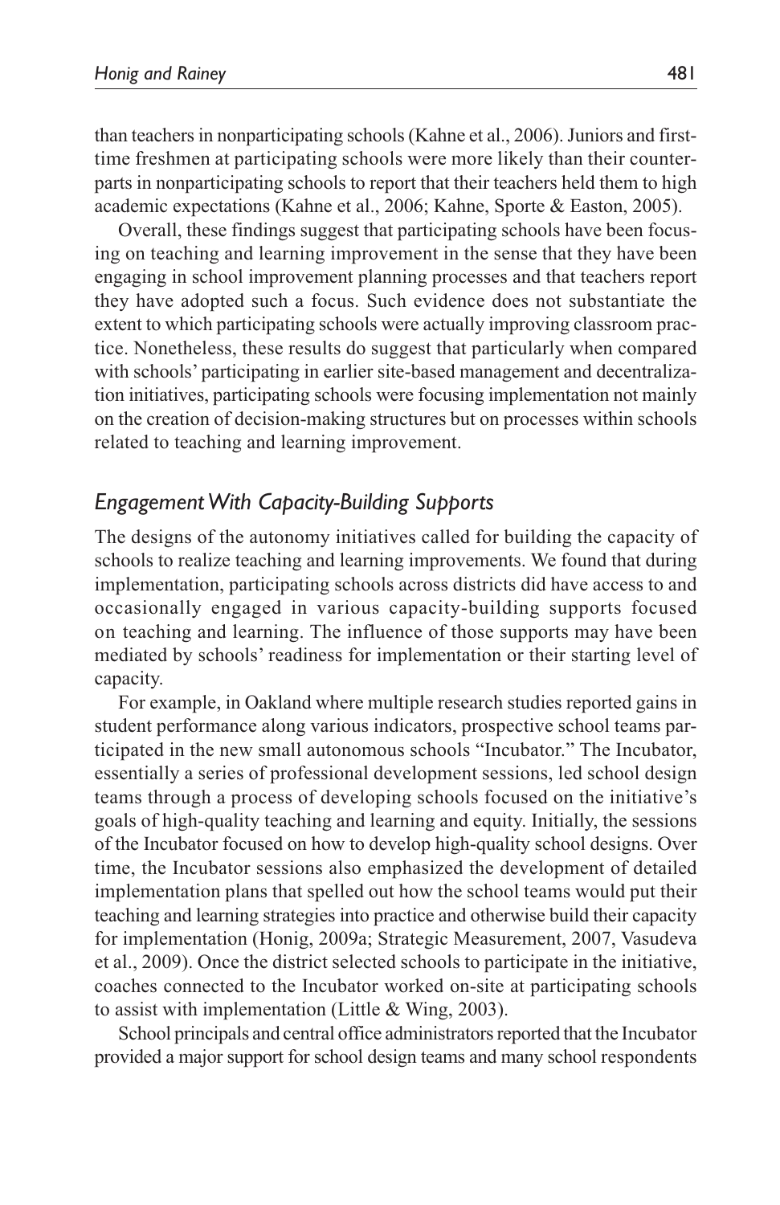than teachers in nonparticipating schools (Kahne et al., 2006). Juniors and first-time freshmen at participating schools were more likely than their counterparts in nonparticipating schools to report that their teachers held them to high academic expectations (Kahne et al., 2006; Kahne, Sporte & Easton, 2005).

Overall, these findings suggest that participating schools have been focusing on teaching and learning improvement in the sense that they have been engaging in school improvement planning processes and that teachers report they have adopted such a focus. Such evidence does not substantiate the extent to which participating schools were actually improving classroom practice. Nonetheless, these results do suggest that particularly when compared with schools' participating in earlier site-based management and decentralization initiatives, participating schools were focusing implementation not mainly on the creation of decision-making structures but on processes within schools related to teaching and learning improvement.

## *Engagement With Capacity-Building Supports*

The designs of the autonomy initiatives called for building the capacity of schools to realize teaching and learning improvements. We found that during implementation, participating schools across districts did have access to and occasionally engaged in various capacity-building supports focused on teaching and learning. The influence of those supports may have been mediated by schools' readiness for implementation or their starting level of capacity.

For example, in Oakland where multiple research studies reported gains in student performance along various indicators, prospective school teams participated in the new small autonomous schools "Incubator." The Incubator, essentially a series of professional development sessions, led school design teams through a process of developing schools focused on the initiative's goals of high-quality teaching and learning and equity. Initially, the sessions of the Incubator focused on how to develop high-quality school designs. Over time, the Incubator sessions also emphasized the development of detailed implementation plans that spelled out how the school teams would put their teaching and learning strategies into practice and otherwise build their capacity for implementation (Honig, 2009a; Strategic Measurement, 2007, Vasudeva et al., 2009). Once the district selected schools to participate in the initiative, coaches connected to the Incubator worked on-site at participating schools to assist with implementation (Little & Wing, 2003).

School principals and central office administrators reported that the Incubator provided a major support for school design teams and many school respondents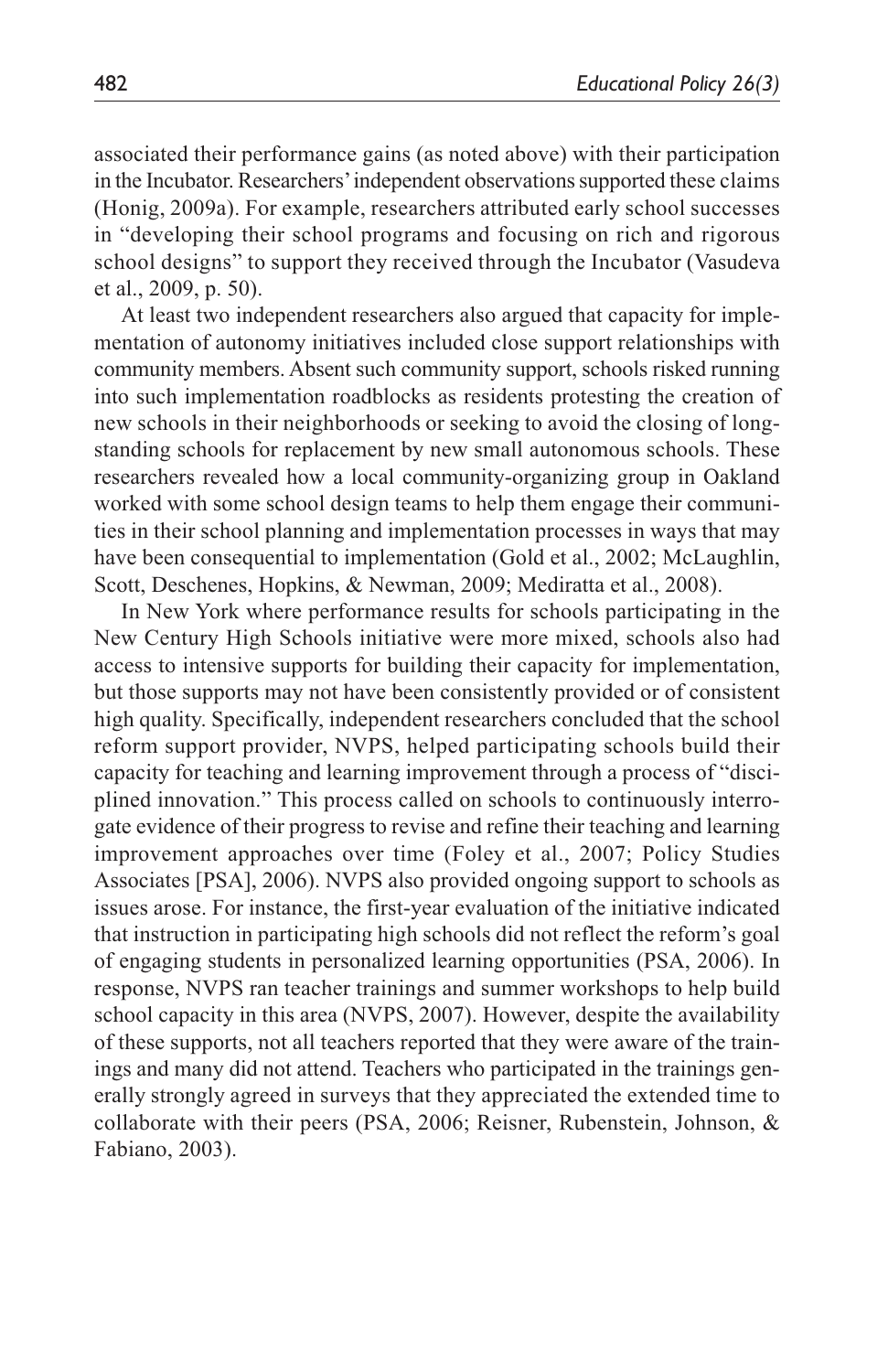associated their performance gains (as noted above) with their participation in the Incubator. Researchers' independent observations supported these claims (Honig, 2009a). For example, researchers attributed early school successes in "developing their school programs and focusing on rich and rigorous school designs" to support they received through the Incubator (Vasudeva et al., 2009, p. 50).

At least two independent researchers also argued that capacity for implementation of autonomy initiatives included close support relationships with community members. Absent such community support, schools risked running into such implementation roadblocks as residents protesting the creation of new schools in their neighborhoods or seeking to avoid the closing of long-standing schools for replacement by new small autonomous schools. These researchers revealed how a local community-organizing group in Oakland worked with some school design teams to help them engage their communities in their school planning and implementation processes in ways that may have been consequential to implementation (Gold et al., 2002; McLaughlin, Scott, Deschenes, Hopkins, & Newman, 2009; Mediratta et al., 2008).

In New York where performance results for schools participating in the New Century High Schools initiative were more mixed, schools also had access to intensive supports for building their capacity for implementation, but those supports may not have been consistently provided or of consistent high quality. Specifically, independent researchers concluded that the school reform support provider, NVPS, helped participating schools build their capacity for teaching and learning improvement through a process of "disciplined innovation." This process called on schools to continuously interrogate evidence of their progress to revise and refine their teaching and learning improvement approaches over time (Foley et al., 2007; Policy Studies Associates [PSA], 2006). NVPS also provided ongoing support to schools as issues arose. For instance, the first-year evaluation of the initiative indicated that instruction in participating high schools did not reflect the reform's goal of engaging students in personalized learning opportunities (PSA, 2006). In response, NVPS ran teacher trainings and summer workshops to help build school capacity in this area (NVPS, 2007). However, despite the availability of these supports, not all teachers reported that they were aware of the trainings and many did not attend. Teachers who participated in the trainings generally strongly agreed in surveys that they appreciated the extended time to collaborate with their peers (PSA, 2006; Reisner, Rubenstein, Johnson, & Fabiano, 2003).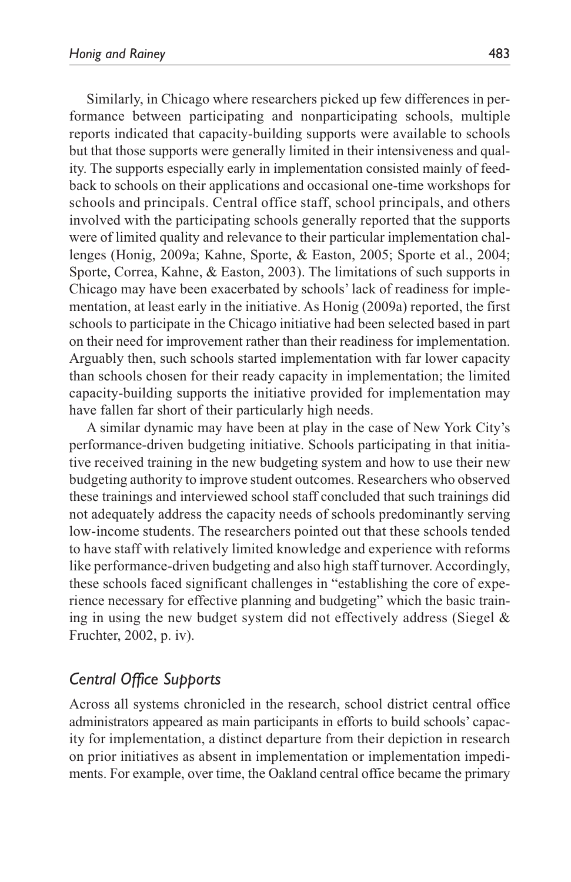Similarly, in Chicago where researchers picked up few differences in performance between participating and nonparticipating schools, multiple reports indicated that capacity-building supports were available to schools but that those supports were generally limited in their intensiveness and quality. The supports especially early in implementation consisted mainly of feedback to schools on their applications and occasional one-time workshops for schools and principals. Central office staff, school principals, and others involved with the participating schools generally reported that the supports were of limited quality and relevance to their particular implementation challenges (Honig, 2009a; Kahne, Sporte, & Easton, 2005; Sporte et al., 2004; Sporte, Correa, Kahne, & Easton, 2003). The limitations of such supports in Chicago may have been exacerbated by schools' lack of readiness for implementation, at least early in the initiative. As Honig (2009a) reported, the first schools to participate in the Chicago initiative had been selected based in part on their need for improvement rather than their readiness for implementation. Arguably then, such schools started implementation with far lower capacity than schools chosen for their ready capacity in implementation; the limited capacity-building supports the initiative provided for implementation may have fallen far short of their particularly high needs.

A similar dynamic may have been at play in the case of New York City's performance-driven budgeting initiative. Schools participating in that initiative received training in the new budgeting system and how to use their new budgeting authority to improve student outcomes. Researchers who observed these trainings and interviewed school staff concluded that such trainings did not adequately address the capacity needs of schools predominantly serving low-income students. The researchers pointed out that these schools tended to have staff with relatively limited knowledge and experience with reforms like performance-driven budgeting and also high staff turnover. Accordingly, these schools faced significant challenges in "establishing the core of experience necessary for effective planning and budgeting" which the basic training in using the new budget system did not effectively address (Siegel & Fruchter, 2002, p. iv).

## *Central Office Supports*

Across all systems chronicled in the research, school district central office administrators appeared as main participants in efforts to build schools' capacity for implementation, a distinct departure from their depiction in research on prior initiatives as absent in implementation or implementation impediments. For example, over time, the Oakland central office became the primary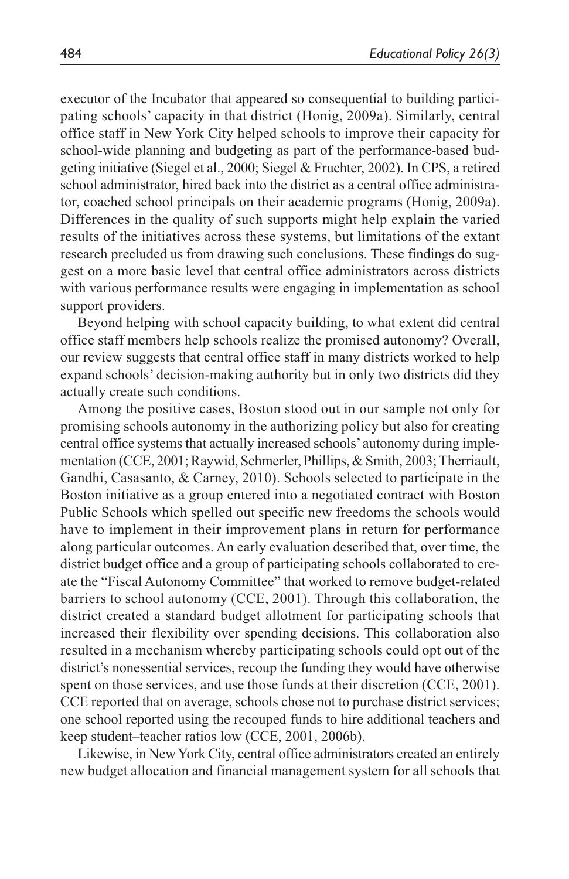executor of the Incubator that appeared so consequential to building participating schools' capacity in that district (Honig, 2009a). Similarly, central office staff in New York City helped schools to improve their capacity for school-wide planning and budgeting as part of the performance-based budgeting initiative (Siegel et al., 2000; Siegel & Fruchter, 2002). In CPS, a retired school administrator, hired back into the district as a central office administrator, coached school principals on their academic programs (Honig, 2009a). Differences in the quality of such supports might help explain the varied results of the initiatives across these systems, but limitations of the extant research precluded us from drawing such conclusions. These findings do suggest on a more basic level that central office administrators across districts with various performance results were engaging in implementation as school support providers.

Beyond helping with school capacity building, to what extent did central office staff members help schools realize the promised autonomy? Overall, our review suggests that central office staff in many districts worked to help expand schools' decision-making authority but in only two districts did they actually create such conditions.

Among the positive cases, Boston stood out in our sample not only for promising schools autonomy in the authorizing policy but also for creating central office systems that actually increased schools' autonomy during implementation (CCE, 2001; Raywid, Schmerler, Phillips, & Smith, 2003; Therriault, Gandhi, Casasanto, & Carney, 2010). Schools selected to participate in the Boston initiative as a group entered into a negotiated contract with Boston Public Schools which spelled out specific new freedoms the schools would have to implement in their improvement plans in return for performance along particular outcomes. An early evaluation described that, over time, the district budget office and a group of participating schools collaborated to create the "Fiscal Autonomy Committee" that worked to remove budget-related barriers to school autonomy (CCE, 2001). Through this collaboration, the district created a standard budget allotment for participating schools that increased their flexibility over spending decisions. This collaboration also resulted in a mechanism whereby participating schools could opt out of the district's nonessential services, recoup the funding they would have otherwise spent on those services, and use those funds at their discretion (CCE, 2001). CCE reported that on average, schools chose not to purchase district services; one school reported using the recouped funds to hire additional teachers and keep student–teacher ratios low (CCE, 2001, 2006b).

Likewise, in New York City, central office administrators created an entirely new budget allocation and financial management system for all schools that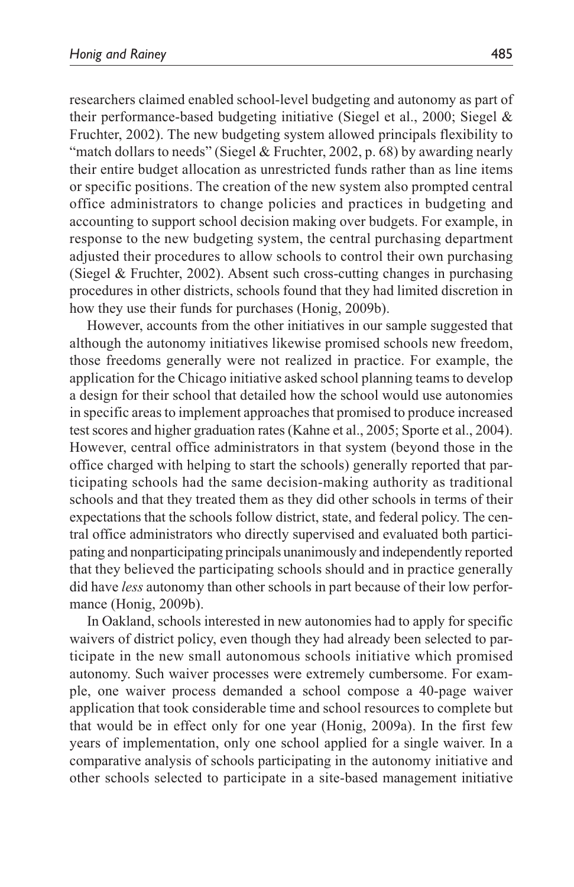researchers claimed enabled school-level budgeting and autonomy as part of their performance-based budgeting initiative (Siegel et al., 2000; Siegel & Fruchter, 2002). The new budgeting system allowed principals flexibility to "match dollars to needs" (Siegel & Fruchter, 2002, p. 68) by awarding nearly their entire budget allocation as unrestricted funds rather than as line items or specific positions. The creation of the new system also prompted central office administrators to change policies and practices in budgeting and accounting to support school decision making over budgets. For example, in response to the new budgeting system, the central purchasing department adjusted their procedures to allow schools to control their own purchasing (Siegel & Fruchter, 2002). Absent such cross-cutting changes in purchasing procedures in other districts, schools found that they had limited discretion in how they use their funds for purchases (Honig, 2009b).

However, accounts from the other initiatives in our sample suggested that although the autonomy initiatives likewise promised schools new freedom, those freedoms generally were not realized in practice. For example, the application for the Chicago initiative asked school planning teams to develop a design for their school that detailed how the school would use autonomies in specific areas to implement approaches that promised to produce increased test scores and higher graduation rates (Kahne et al., 2005; Sporte et al., 2004). However, central office administrators in that system (beyond those in the office charged with helping to start the schools) generally reported that participating schools had the same decision-making authority as traditional schools and that they treated them as they did other schools in terms of their expectations that the schools follow district, state, and federal policy. The central office administrators who directly supervised and evaluated both participating and nonparticipating principals unanimously and independently reported that they believed the participating schools should and in practice generally did have *less* autonomy than other schools in part because of their low performance (Honig, 2009b).

In Oakland, schools interested in new autonomies had to apply for specific waivers of district policy, even though they had already been selected to participate in the new small autonomous schools initiative which promised autonomy. Such waiver processes were extremely cumbersome. For example, one waiver process demanded a school compose a 40-page waiver application that took considerable time and school resources to complete but that would be in effect only for one year (Honig, 2009a). In the first few years of implementation, only one school applied for a single waiver. In a comparative analysis of schools participating in the autonomy initiative and other schools selected to participate in a site-based management initiative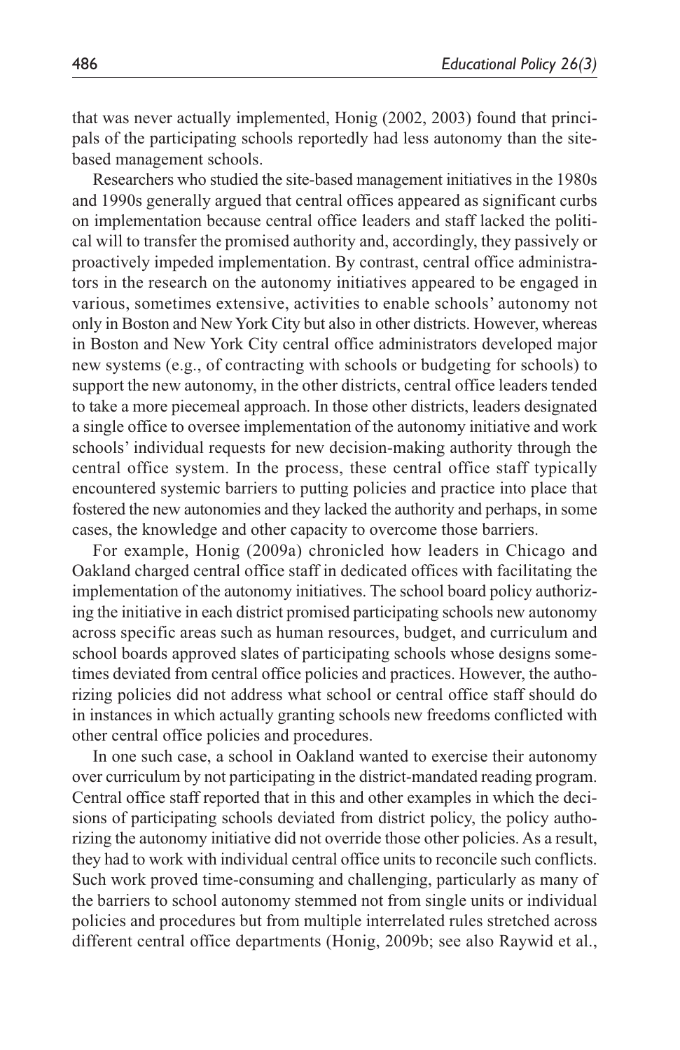that was never actually implemented, Honig (2002, 2003) found that principals of the participating schools reportedly had less autonomy than the site-based management schools.

Researchers who studied the site-based management initiatives in the 1980s and 1990s generally argued that central offices appeared as significant curbs on implementation because central office leaders and staff lacked the political will to transfer the promised authority and, accordingly, they passively or proactively impeded implementation. By contrast, central office administrators in the research on the autonomy initiatives appeared to be engaged in various, sometimes extensive, activities to enable schools' autonomy not only in Boston and New York City but also in other districts. However, whereas in Boston and New York City central office administrators developed major new systems (e.g., of contracting with schools or budgeting for schools) to support the new autonomy, in the other districts, central office leaders tended to take a more piecemeal approach. In those other districts, leaders designated a single office to oversee implementation of the autonomy initiative and work schools' individual requests for new decision-making authority through the central office system. In the process, these central office staff typically encountered systemic barriers to putting policies and practice into place that fostered the new autonomies and they lacked the authority and perhaps, in some cases, the knowledge and other capacity to overcome those barriers.

For example, Honig (2009a) chronicled how leaders in Chicago and Oakland charged central office staff in dedicated offices with facilitating the implementation of the autonomy initiatives. The school board policy authorizing the initiative in each district promised participating schools new autonomy across specific areas such as human resources, budget, and curriculum and school boards approved slates of participating schools whose designs sometimes deviated from central office policies and practices. However, the authorizing policies did not address what school or central office staff should do in instances in which actually granting schools new freedoms conflicted with other central office policies and procedures.

In one such case, a school in Oakland wanted to exercise their autonomy over curriculum by not participating in the district-mandated reading program. Central office staff reported that in this and other examples in which the decisions of participating schools deviated from district policy, the policy authorizing the autonomy initiative did not override those other policies. As a result, they had to work with individual central office units to reconcile such conflicts. Such work proved time-consuming and challenging, particularly as many of the barriers to school autonomy stemmed not from single units or individual policies and procedures but from multiple interrelated rules stretched across different central office departments (Honig, 2009b; see also Raywid et al.,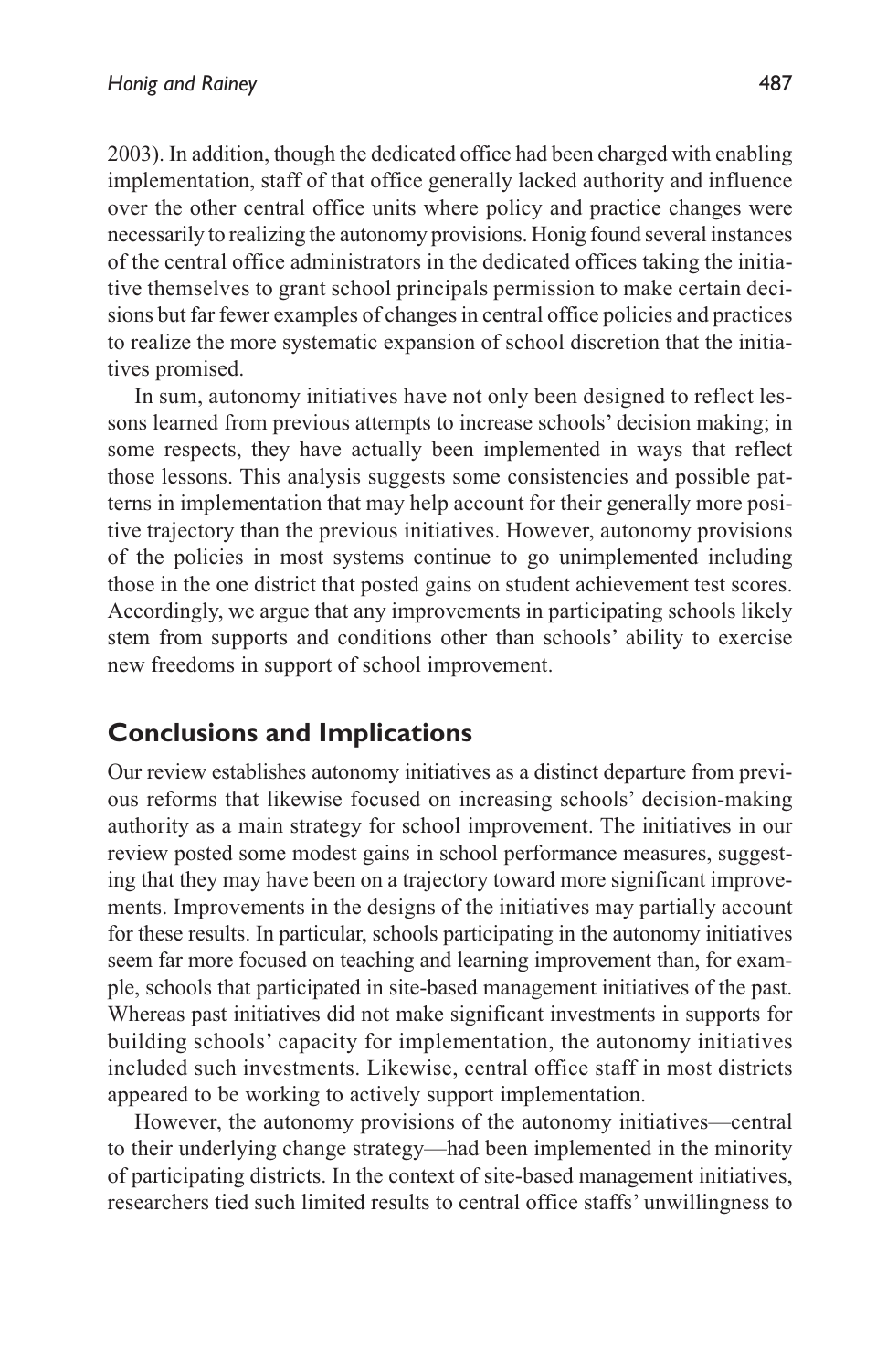2003). In addition, though the dedicated office had been charged with enabling implementation, staff of that office generally lacked authority and influence over the other central office units where policy and practice changes were necessarily to realizing the autonomy provisions. Honig found several instances of the central office administrators in the dedicated offices taking the initiative themselves to grant school principals permission to make certain decisions but far fewer examples of changes in central office policies and practices to realize the more systematic expansion of school discretion that the initiatives promised.

In sum, autonomy initiatives have not only been designed to reflect lessons learned from previous attempts to increase schools' decision making; in some respects, they have actually been implemented in ways that reflect those lessons. This analysis suggests some consistencies and possible patterns in implementation that may help account for their generally more positive trajectory than the previous initiatives. However, autonomy provisions of the policies in most systems continue to go unimplemented including those in the one district that posted gains on student achievement test scores. Accordingly, we argue that any improvements in participating schools likely stem from supports and conditions other than schools' ability to exercise new freedoms in support of school improvement.

## Conclusions and Implications

Our review establishes autonomy initiatives as a distinct departure from previous reforms that likewise focused on increasing schools' decision-making authority as a main strategy for school improvement. The initiatives in our review posted some modest gains in school performance measures, suggesting that they may have been on a trajectory toward more significant improvements. Improvements in the designs of the initiatives may partially account for these results. In particular, schools participating in the autonomy initiatives seem far more focused on teaching and learning improvement than, for example, schools that participated in site-based management initiatives of the past. Whereas past initiatives did not make significant investments in supports for building schools' capacity for implementation, the autonomy initiatives included such investments. Likewise, central office staff in most districts appeared to be working to actively support implementation.

However, the autonomy provisions of the autonomy initiatives—central to their underlying change strategy—had been implemented in the minority of participating districts. In the context of site-based management initiatives, researchers tied such limited results to central office staffs' unwillingness to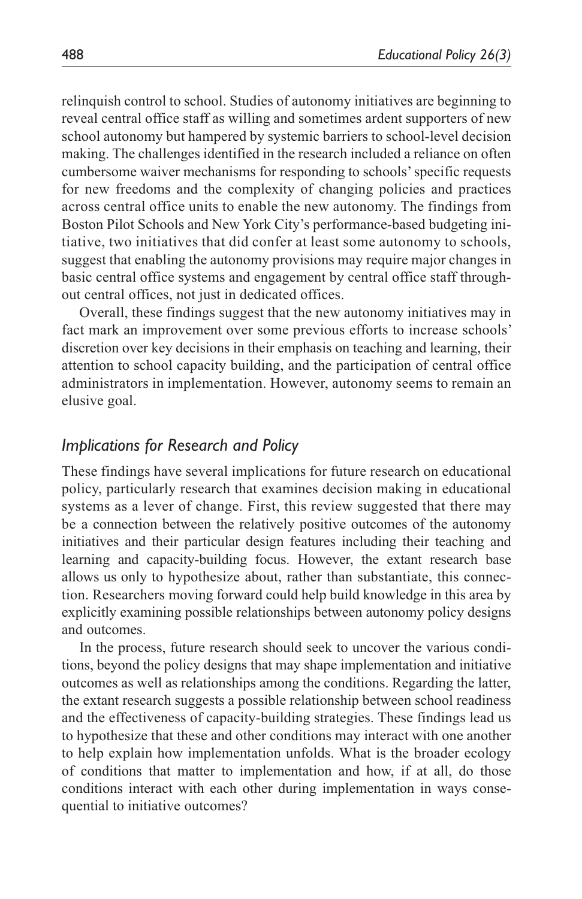relinquish control to school. Studies of autonomy initiatives are beginning to reveal central office staff as willing and sometimes ardent supporters of new school autonomy but hampered by systemic barriers to school-level decision making. The challenges identified in the research included a reliance on often cumbersome waiver mechanisms for responding to schools' specific requests for new freedoms and the complexity of changing policies and practices across central office units to enable the new autonomy. The findings from Boston Pilot Schools and New York City's performance-based budgeting initiative, two initiatives that did confer at least some autonomy to schools, suggest that enabling the autonomy provisions may require major changes in basic central office systems and engagement by central office staff throughout central offices, not just in dedicated offices.

Overall, these findings suggest that the new autonomy initiatives may in fact mark an improvement over some previous efforts to increase schools' discretion over key decisions in their emphasis on teaching and learning, their attention to school capacity building, and the participation of central office administrators in implementation. However, autonomy seems to remain an elusive goal.

## *Implications for Research and Policy*

These findings have several implications for future research on educational policy, particularly research that examines decision making in educational systems as a lever of change. First, this review suggested that there may be a connection between the relatively positive outcomes of the autonomy initiatives and their particular design features including their teaching and learning and capacity-building focus. However, the extant research base allows us only to hypothesize about, rather than substantiate, this connection. Researchers moving forward could help build knowledge in this area by explicitly examining possible relationships between autonomy policy designs and outcomes.

In the process, future research should seek to uncover the various conditions, beyond the policy designs that may shape implementation and initiative outcomes as well as relationships among the conditions. Regarding the latter, the extant research suggests a possible relationship between school readiness and the effectiveness of capacity-building strategies. These findings lead us to hypothesize that these and other conditions may interact with one another to help explain how implementation unfolds. What is the broader ecology of conditions that matter to implementation and how, if at all, do those conditions interact with each other during implementation in ways consequential to initiative outcomes?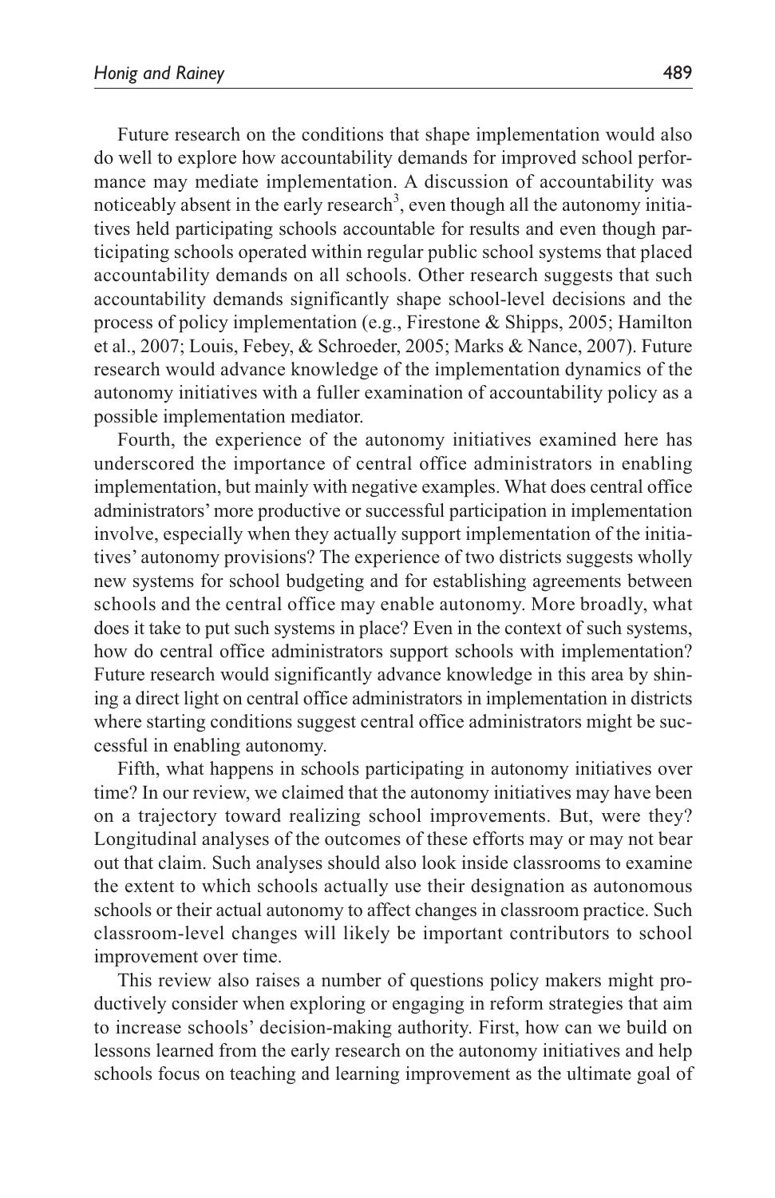Future research on the conditions that shape implementation would also do well to explore how accountability demands for improved school performance may mediate implementation. A discussion of accountability was noticeably absent in the early research[3], even though all the autonomy initiatives held participating schools accountable for results and even though participating schools operated within regular public school systems that placed accountability demands on all schools. Other research suggests that such accountability demands significantly shape school-level decisions and the process of policy implementation (e.g., Firestone & Shipps, 2005; Hamilton et al., 2007; Louis, Febey, & Schroeder, 2005; Marks & Nance, 2007). Future research would advance knowledge of the implementation dynamics of the autonomy initiatives with a fuller examination of accountability policy as a possible implementation mediator.

Fourth, the experience of the autonomy initiatives examined here has underscored the importance of central office administrators in enabling implementation, but mainly with negative examples. What does central office administrators' more productive or successful participation in implementation involve, especially when they actually support implementation of the initiatives' autonomy provisions? The experience of two districts suggests wholly new systems for school budgeting and for establishing agreements between schools and the central office may enable autonomy. More broadly, what does it take to put such systems in place? Even in the context of such systems, how do central office administrators support schools with implementation? Future research would significantly advance knowledge in this area by shining a direct light on central office administrators in implementation in districts where starting conditions suggest central office administrators might be successful in enabling autonomy.

Fifth, what happens in schools participating in autonomy initiatives over time? In our review, we claimed that the autonomy initiatives may have been on a trajectory toward realizing school improvements. But, were they? Longitudinal analyses of the outcomes of these efforts may or may not bear out that claim. Such analyses should also look inside classrooms to examine the extent to which schools actually use their designation as autonomous schools or their actual autonomy to affect changes in classroom practice. Such classroom-level changes will likely be important contributors to school improvement over time.

This review also raises a number of questions policy makers might productively consider when exploring or engaging in reform strategies that aim to increase schools' decision-making authority. First, how can we build on lessons learned from the early research on the autonomy initiatives and help schools focus on teaching and learning improvement as the ultimate goal of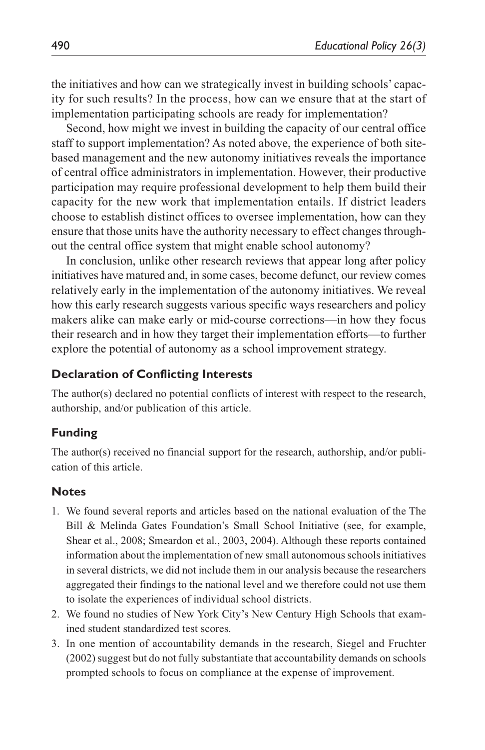the initiatives and how can we strategically invest in building schools' capacity for such results? In the process, how can we ensure that at the start of implementation participating schools are ready for implementation?

Second, how might we invest in building the capacity of our central office staff to support implementation? As noted above, the experience of both site-based management and the new autonomy initiatives reveals the importance of central office administrators in implementation. However, their productive participation may require professional development to help them build their capacity for the new work that implementation entails. If district leaders choose to establish distinct offices to oversee implementation, how can they ensure that those units have the authority necessary to effect changes throughout the central office system that might enable school autonomy?

In conclusion, unlike other research reviews that appear long after policy initiatives have matured and, in some cases, become defunct, our review comes relatively early in the implementation of the autonomy initiatives. We reveal how this early research suggests various specific ways researchers and policy makers alike can make early or mid-course corrections—in how they focus their research and in how they target their implementation efforts—to further explore the potential of autonomy as a school improvement strategy.

### Declaration of Conflicting Interests

The author(s) declared no potential conflicts of interest with respect to the research, authorship, and/or publication of this article.

### Funding

The author(s) received no financial support for the research, authorship, and/or publication of this article.

### Notes

1. We found several reports and articles based on the national evaluation of the The Bill & Melinda Gates Foundation's Small School Initiative (see, for example, Shear et al., 2008; Smeardon et al., 2003, 2004). Although these reports contained information about the implementation of new small autonomous schools initiatives in several districts, we did not include them in our analysis because the researchers aggregated their findings to the national level and we therefore could not use them to isolate the experiences of individual school districts.
2. We found no studies of New York City's New Century High Schools that examined student standardized test scores.
3. In one mention of accountability demands in the research, Siegel and Fruchter (2002) suggest but do not fully substantiate that accountability demands on schools prompted schools to focus on compliance at the expense of improvement.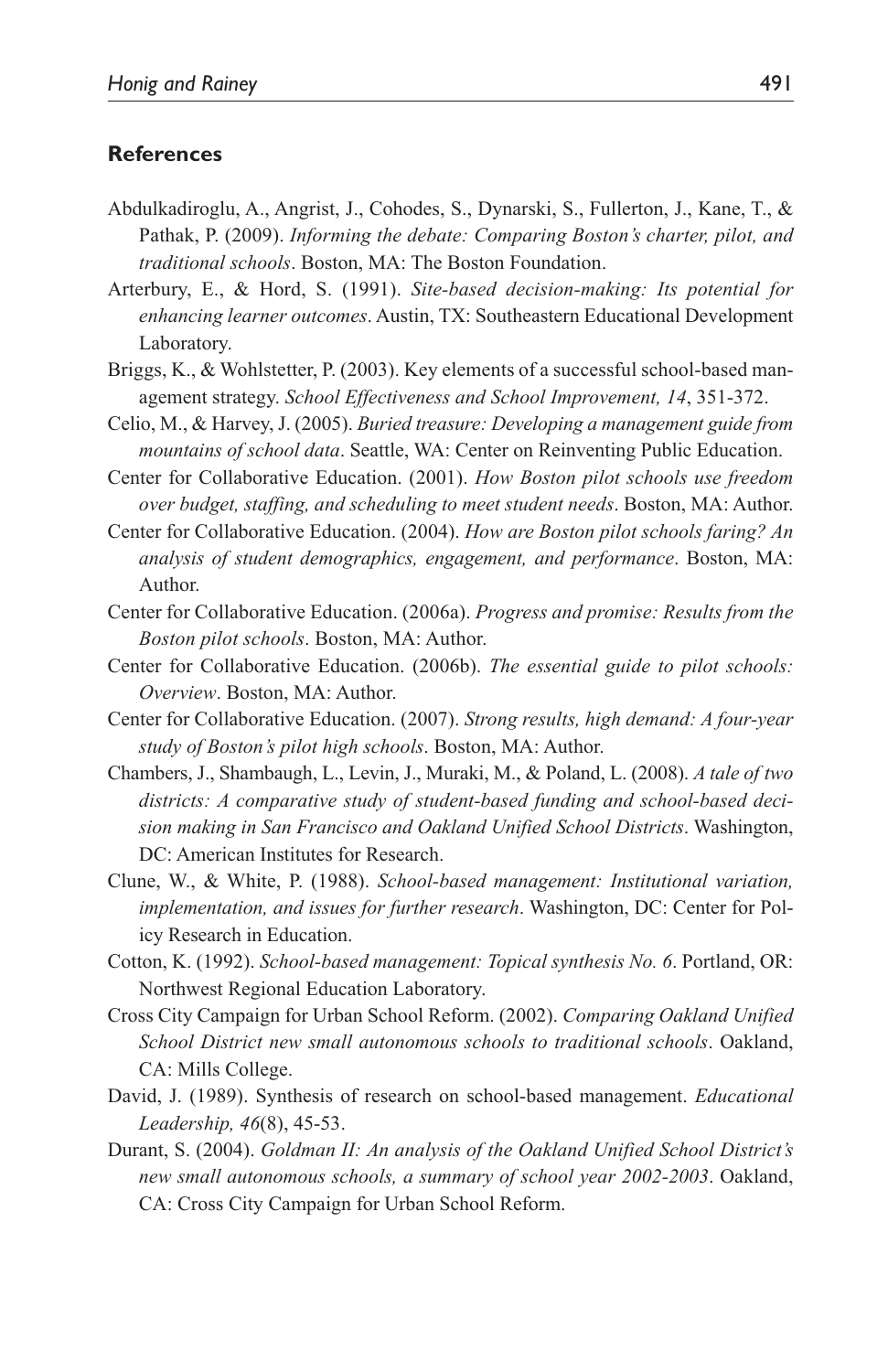## References

Abdulkadiroglu, A., Angrist, J., Cohodes, S., Dynarski, S., Fullerton, J., Kane, T., & Pathak, P. (2009). *Informing the debate: Comparing Boston's charter, pilot, and traditional schools*. Boston, MA: The Boston Foundation.

Arterbury, E., & Hord, S. (1991). *Site-based decision-making: Its potential for enhancing learner outcomes*. Austin, TX: Southeastern Educational Development Laboratory.

Briggs, K., & Wohlstetter, P. (2003). Key elements of a successful school-based management strategy. *School Effectiveness and School Improvement, 14*, 351-372.

Celio, M., & Harvey, J. (2005). *Buried treasure: Developing a management guide from mountains of school data*. Seattle, WA: Center on Reinventing Public Education.

Center for Collaborative Education. (2001). *How Boston pilot schools use freedom over budget, staffing, and scheduling to meet student needs*. Boston, MA: Author.

Center for Collaborative Education. (2004). *How are Boston pilot schools faring? An analysis of student demographics, engagement, and performance*. Boston, MA: Author.

Center for Collaborative Education. (2006a). *Progress and promise: Results from the Boston pilot schools*. Boston, MA: Author.

Center for Collaborative Education. (2006b). *The essential guide to pilot schools: Overview*. Boston, MA: Author.

Center for Collaborative Education. (2007). *Strong results, high demand: A four-year study of Boston's pilot high schools*. Boston, MA: Author.

Chambers, J., Shambaugh, L., Levin, J., Muraki, M., & Poland, L. (2008). *A tale of two districts: A comparative study of student-based funding and school-based decision making in San Francisco and Oakland Unified School Districts*. Washington, DC: American Institutes for Research.

Clune, W., & White, P. (1988). *School-based management: Institutional variation, implementation, and issues for further research*. Washington, DC: Center for Policy Research in Education.

Cotton, K. (1992). *School-based management: Topical synthesis No. 6*. Portland, OR: Northwest Regional Education Laboratory.

Cross City Campaign for Urban School Reform. (2002). *Comparing Oakland Unified School District new small autonomous schools to traditional schools*. Oakland, CA: Mills College.

David, J. (1989). Synthesis of research on school-based management. *Educational Leadership, 46*(8), 45-53.

Durant, S. (2004). *Goldman II: An analysis of the Oakland Unified School District's new small autonomous schools, a summary of school year 2002-2003*. Oakland, CA: Cross City Campaign for Urban School Reform.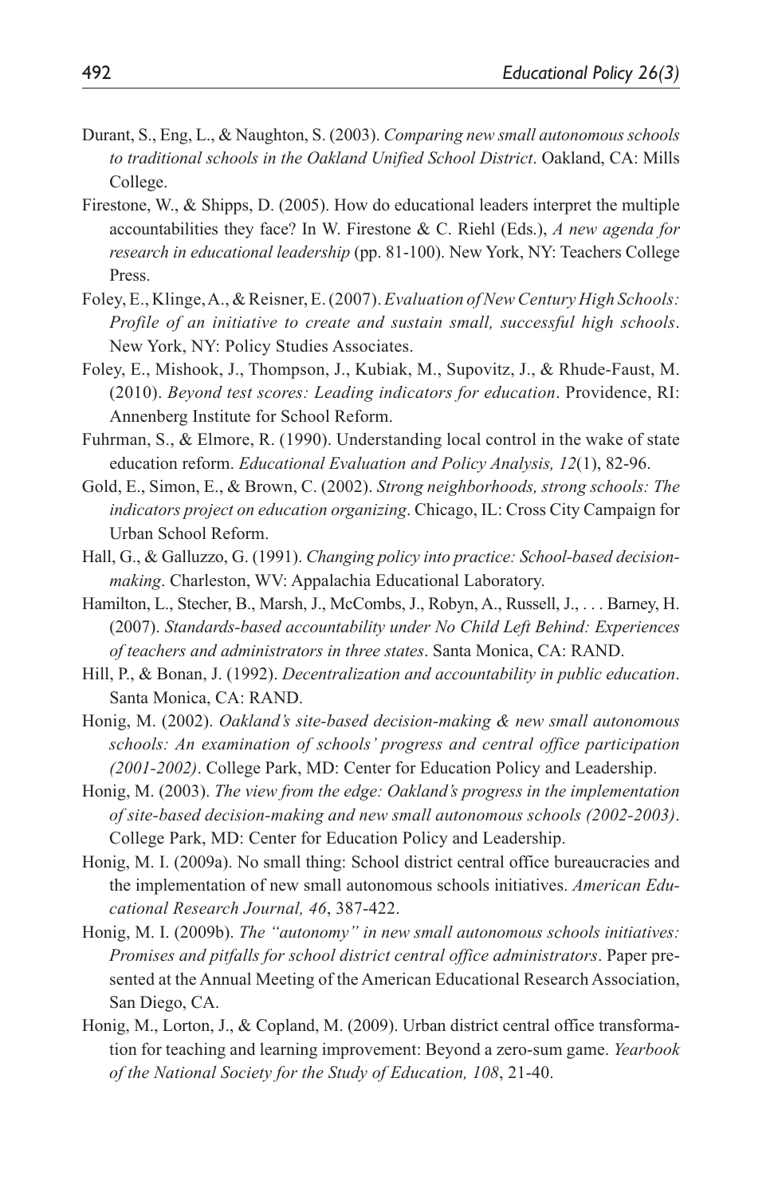Durant, S., Eng, L., & Naughton, S. (2003). *Comparing new small autonomous schools to traditional schools in the Oakland Unified School District*. Oakland, CA: Mills College.

Firestone, W., & Shipps, D. (2005). How do educational leaders interpret the multiple accountabilities they face? In W. Firestone & C. Riehl (Eds.), *A new agenda for research in educational leadership* (pp. 81-100). New York, NY: Teachers College Press.

Foley, E., Klinge, A., & Reisner, E. (2007). *Evaluation of New Century High Schools: Profile of an initiative to create and sustain small, successful high schools*. New York, NY: Policy Studies Associates.

Foley, E., Mishook, J., Thompson, J., Kubiak, M., Supovitz, J., & Rhude-Faust, M. (2010). *Beyond test scores: Leading indicators for education*. Providence, RI: Annenberg Institute for School Reform.

Fuhrman, S., & Elmore, R. (1990). Understanding local control in the wake of state education reform. *Educational Evaluation and Policy Analysis, 12*(1), 82-96.

Gold, E., Simon, E., & Brown, C. (2002). *Strong neighborhoods, strong schools: The indicators project on education organizing*. Chicago, IL: Cross City Campaign for Urban School Reform.

Hall, G., & Galluzzo, G. (1991). *Changing policy into practice: School-based decision-making*. Charleston, WV: Appalachia Educational Laboratory.

Hamilton, L., Stecher, B., Marsh, J., McCombs, J., Robyn, A., Russell, J., . . . Barney, H. (2007). *Standards-based accountability under No Child Left Behind: Experiences of teachers and administrators in three states*. Santa Monica, CA: RAND.

Hill, P., & Bonan, J. (1992). *Decentralization and accountability in public education*. Santa Monica, CA: RAND.

Honig, M. (2002). *Oakland's site-based decision-making & new small autonomous schools: An examination of schools' progress and central office participation (2001-2002)*. College Park, MD: Center for Education Policy and Leadership.

Honig, M. (2003). *The view from the edge: Oakland's progress in the implementation of site-based decision-making and new small autonomous schools (2002-2003)*. College Park, MD: Center for Education Policy and Leadership.

Honig, M. I. (2009a). No small thing: School district central office bureaucracies and the implementation of new small autonomous schools initiatives. *American Educational Research Journal, 46*, 387-422.

Honig, M. I. (2009b). *The "autonomy" in new small autonomous schools initiatives: Promises and pitfalls for school district central office administrators*. Paper presented at the Annual Meeting of the American Educational Research Association, San Diego, CA.

Honig, M., Lorton, J., & Copland, M. (2009). Urban district central office transformation for teaching and learning improvement: Beyond a zero-sum game. *Yearbook of the National Society for the Study of Education, 108*, 21-40.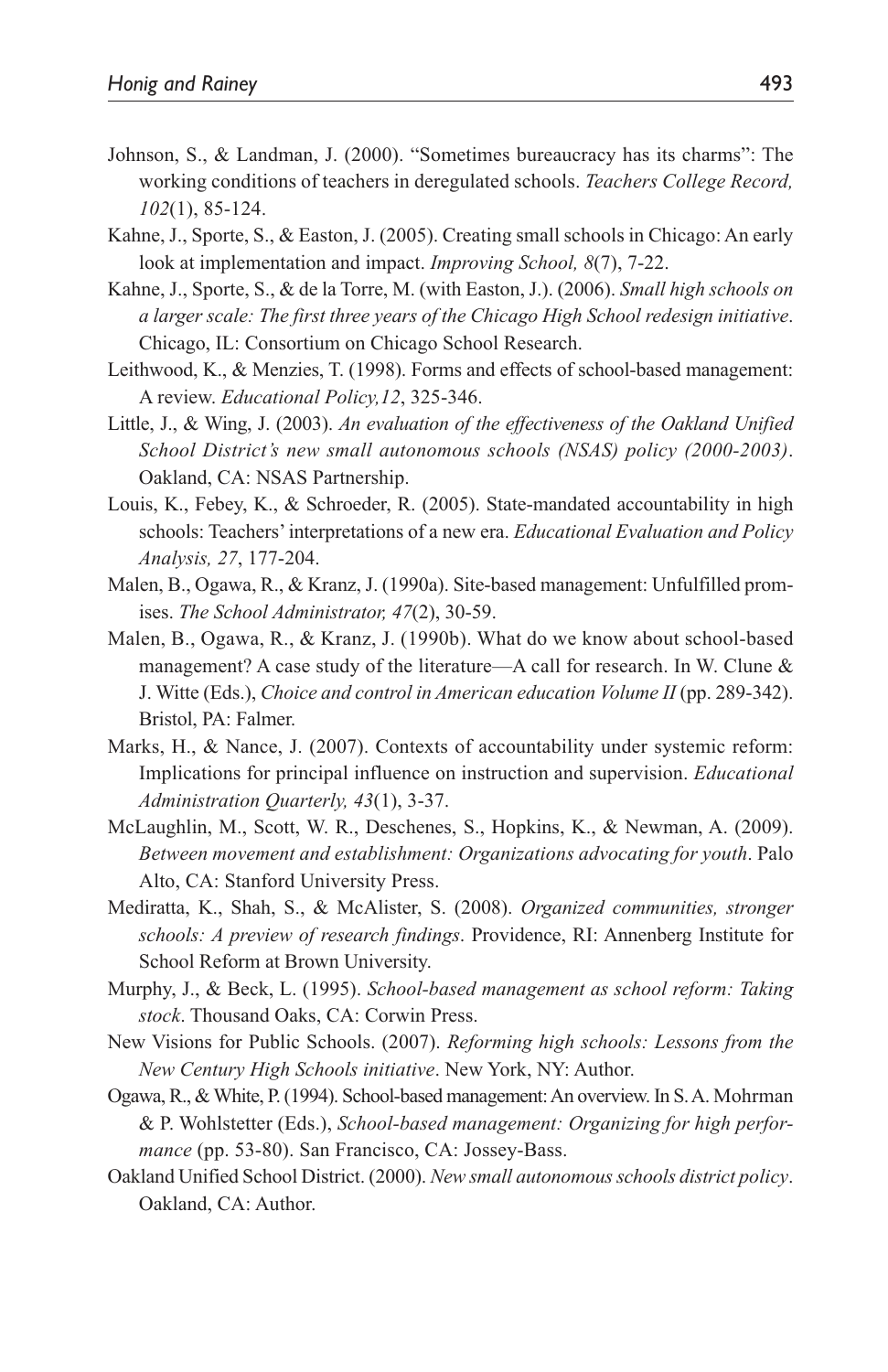Johnson, S., & Landman, J. (2000). "Sometimes bureaucracy has its charms": The working conditions of teachers in deregulated schools. *Teachers College Record, 102*(1), 85-124.

Kahne, J., Sporte, S., & Easton, J. (2005). Creating small schools in Chicago: An early look at implementation and impact. *Improving School, 8*(7), 7-22.

Kahne, J., Sporte, S., & de la Torre, M. (with Easton, J.). (2006). *Small high schools on a larger scale: The first three years of the Chicago High School redesign initiative*. Chicago, IL: Consortium on Chicago School Research.

Leithwood, K., & Menzies, T. (1998). Forms and effects of school-based management: A review. *Educational Policy,12*, 325-346.

Little, J., & Wing, J. (2003). *An evaluation of the effectiveness of the Oakland Unified School District's new small autonomous schools (NSAS) policy (2000-2003)*. Oakland, CA: NSAS Partnership.

Louis, K., Febey, K., & Schroeder, R. (2005). State-mandated accountability in high schools: Teachers' interpretations of a new era. *Educational Evaluation and Policy Analysis, 27*, 177-204.

Malen, B., Ogawa, R., & Kranz, J. (1990a). Site-based management: Unfulfilled promises. *The School Administrator, 47*(2), 30-59.

Malen, B., Ogawa, R., & Kranz, J. (1990b). What do we know about school-based management? A case study of the literature—A call for research. In W. Clune & J. Witte (Eds.), *Choice and control in American education Volume II* (pp. 289-342). Bristol, PA: Falmer.

Marks, H., & Nance, J. (2007). Contexts of accountability under systemic reform: Implications for principal influence on instruction and supervision. *Educational Administration Quarterly, 43*(1), 3-37.

McLaughlin, M., Scott, W. R., Deschenes, S., Hopkins, K., & Newman, A. (2009). *Between movement and establishment: Organizations advocating for youth*. Palo Alto, CA: Stanford University Press.

Mediratta, K., Shah, S., & McAlister, S. (2008). *Organized communities, stronger schools: A preview of research findings*. Providence, RI: Annenberg Institute for School Reform at Brown University.

Murphy, J., & Beck, L. (1995). *School-based management as school reform: Taking stock*. Thousand Oaks, CA: Corwin Press.

New Visions for Public Schools. (2007). *Reforming high schools: Lessons from the New Century High Schools initiative*. New York, NY: Author.

Ogawa, R., & White, P. (1994). School-based management: An overview. In S. A. Mohrman & P. Wohlstetter (Eds.), *School-based management: Organizing for high performance* (pp. 53-80). San Francisco, CA: Jossey-Bass.

Oakland Unified School District. (2000). *New small autonomous schools district policy*. Oakland, CA: Author.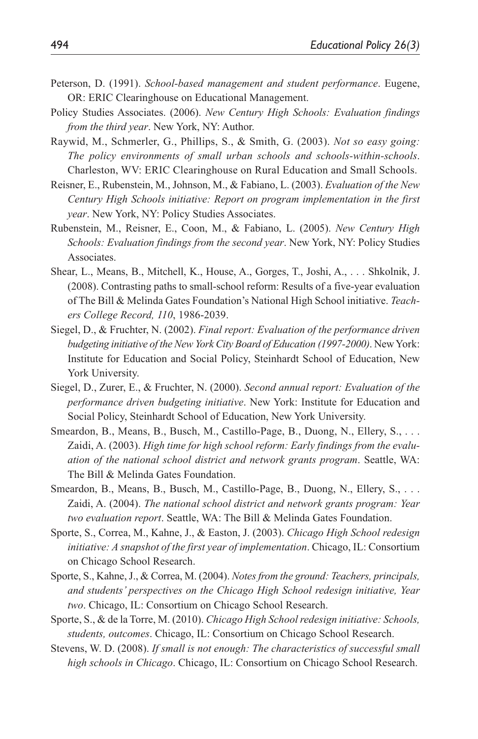Peterson, D. (1991). *School-based management and student performance*. Eugene, OR: ERIC Clearinghouse on Educational Management.

Policy Studies Associates. (2006). *New Century High Schools: Evaluation findings from the third year*. New York, NY: Author.

Raywid, M., Schmerler, G., Phillips, S., & Smith, G. (2003). *Not so easy going: The policy environments of small urban schools and schools-within-schools*. Charleston, WV: ERIC Clearinghouse on Rural Education and Small Schools.

Reisner, E., Rubenstein, M., Johnson, M., & Fabiano, L. (2003). *Evaluation of the New Century High Schools initiative: Report on program implementation in the first year*. New York, NY: Policy Studies Associates.

Rubenstein, M., Reisner, E., Coon, M., & Fabiano, L. (2005). *New Century High Schools: Evaluation findings from the second year*. New York, NY: Policy Studies Associates.

Shear, L., Means, B., Mitchell, K., House, A., Gorges, T., Joshi, A., . . . Shkolnik, J. (2008). Contrasting paths to small-school reform: Results of a five-year evaluation of The Bill & Melinda Gates Foundation's National High School initiative. *Teachers College Record, 110*, 1986-2039.

Siegel, D., & Fruchter, N. (2002). *Final report: Evaluation of the performance driven budgeting initiative of the New York City Board of Education (1997-2000)*. New York: Institute for Education and Social Policy, Steinhardt School of Education, New York University.

Siegel, D., Zurer, E., & Fruchter, N. (2000). *Second annual report: Evaluation of the performance driven budgeting initiative*. New York: Institute for Education and Social Policy, Steinhardt School of Education, New York University.

Smeardon, B., Means, B., Busch, M., Castillo-Page, B., Duong, N., Ellery, S., . . . Zaidi, A. (2003). *High time for high school reform: Early findings from the evaluation of the national school district and network grants program*. Seattle, WA: The Bill & Melinda Gates Foundation.

Smeardon, B., Means, B., Busch, M., Castillo-Page, B., Duong, N., Ellery, S., . . . Zaidi, A. (2004). *The national school district and network grants program: Year two evaluation report*. Seattle, WA: The Bill & Melinda Gates Foundation.

Sporte, S., Correa, M., Kahne, J., & Easton, J. (2003). *Chicago High School redesign initiative: A snapshot of the first year of implementation*. Chicago, IL: Consortium on Chicago School Research.

Sporte, S., Kahne, J., & Correa, M. (2004). *Notes from the ground: Teachers, principals, and students' perspectives on the Chicago High School redesign initiative, Year two*. Chicago, IL: Consortium on Chicago School Research.

Sporte, S., & de la Torre, M. (2010). *Chicago High School redesign initiative: Schools, students, outcomes*. Chicago, IL: Consortium on Chicago School Research.

Stevens, W. D. (2008). *If small is not enough: The characteristics of successful small high schools in Chicago*. Chicago, IL: Consortium on Chicago School Research.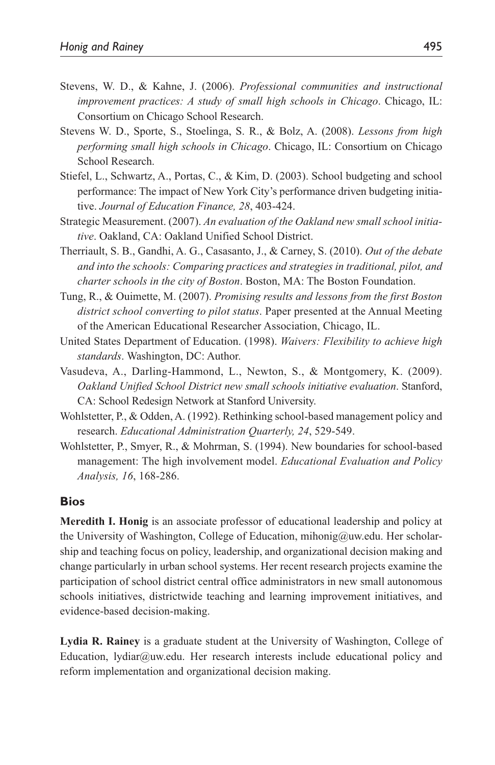Stevens, W. D., & Kahne, J. (2006). *Professional communities and instructional improvement practices: A study of small high schools in Chicago*. Chicago, IL: Consortium on Chicago School Research.

Stevens W. D., Sporte, S., Stoelinga, S. R., & Bolz, A. (2008). *Lessons from high performing small high schools in Chicago*. Chicago, IL: Consortium on Chicago School Research.

Stiefel, L., Schwartz, A., Portas, C., & Kim, D. (2003). School budgeting and school performance: The impact of New York City's performance driven budgeting initiative. *Journal of Education Finance, 28*, 403-424.

Strategic Measurement. (2007). *An evaluation of the Oakland new small school initiative*. Oakland, CA: Oakland Unified School District.

Therriault, S. B., Gandhi, A. G., Casasanto, J., & Carney, S. (2010). *Out of the debate and into the schools: Comparing practices and strategies in traditional, pilot, and charter schools in the city of Boston*. Boston, MA: The Boston Foundation.

Tung, R., & Ouimette, M. (2007). *Promising results and lessons from the first Boston district school converting to pilot status*. Paper presented at the Annual Meeting of the American Educational Researcher Association, Chicago, IL.

United States Department of Education. (1998). *Waivers: Flexibility to achieve high standards*. Washington, DC: Author.

Vasudeva, A., Darling-Hammond, L., Newton, S., & Montgomery, K. (2009). *Oakland Unified School District new small schools initiative evaluation*. Stanford, CA: School Redesign Network at Stanford University.

Wohlstetter, P., & Odden, A. (1992). Rethinking school-based management policy and research. *Educational Administration Quarterly, 24*, 529-549.

Wohlstetter, P., Smyer, R., & Mohrman, S. (1994). New boundaries for school-based management: The high involvement model. *Educational Evaluation and Policy Analysis, 16*, 168-286.

## Bios

**Meredith I. Honig** is an associate professor of educational leadership and policy at the University of Washington, College of Education, mihonig@uw.edu. Her scholarship and teaching focus on policy, leadership, and organizational decision making and change particularly in urban school systems. Her recent research projects examine the participation of school district central office administrators in new small autonomous schools initiatives, districtwide teaching and learning improvement initiatives, and evidence-based decision-making.

**Lydia R. Rainey** is a graduate student at the University of Washington, College of Education, lydiar@uw.edu. Her research interests include educational policy and reform implementation and organizational decision making.